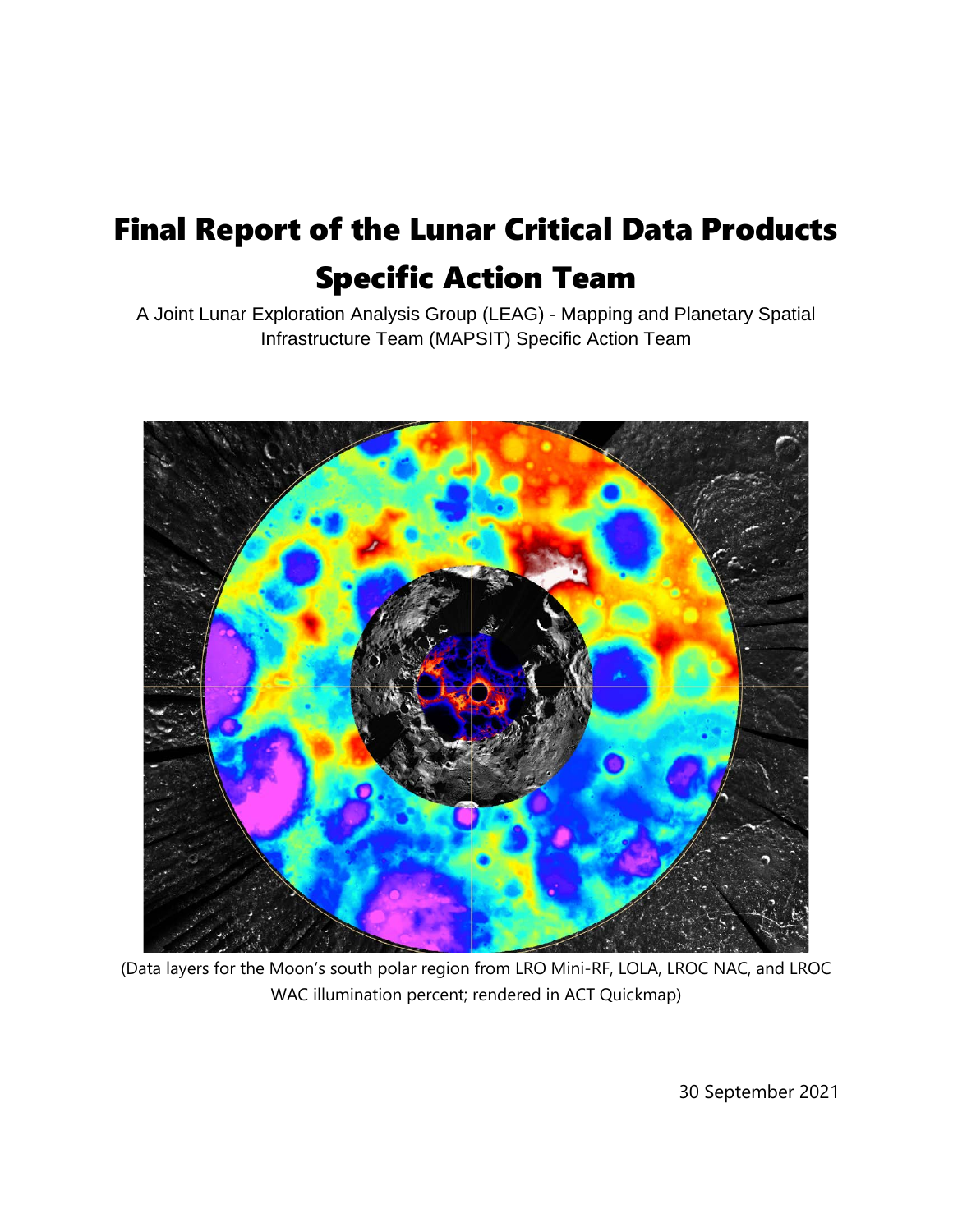# Final Report of the Lunar Critical Data Products Specific Action Team

A Joint Lunar Exploration Analysis Group (LEAG) - Mapping and Planetary Spatial Infrastructure Team (MAPSIT) Specific Action Team

(Data layers for the Moon's south polar region from LRO Mini-RF, LOLA, LROC NAC, and LROC WAC illumination percent; rendered in ACT Quickmap)

30 September 2021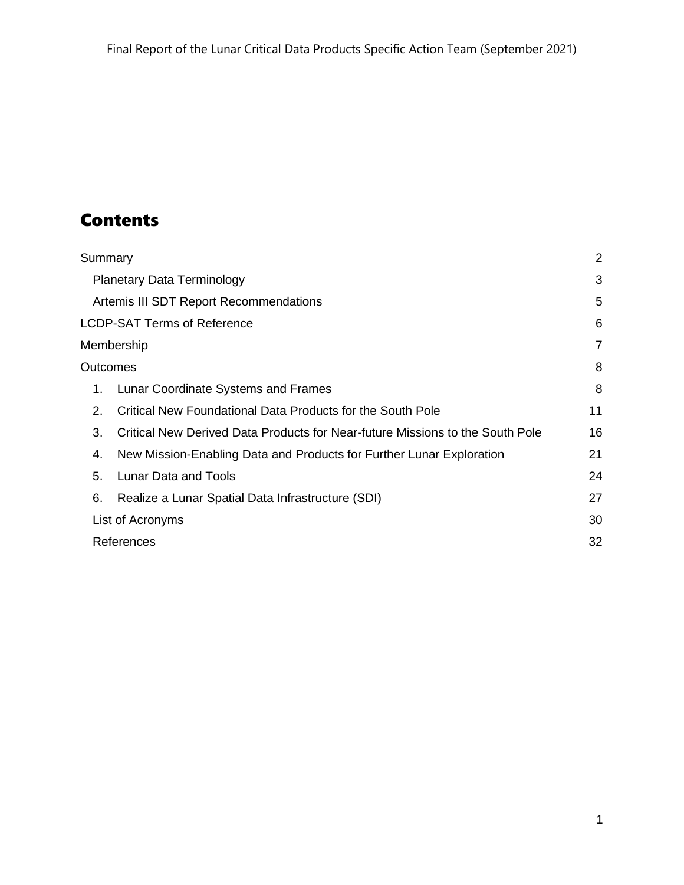# Contents

Summary 2

Planetary Data Terminology 3

Artemis III SDT Report Recommendations 5

LCDP-SAT Terms of Reference 6

Membership 7

Outcomes 8

1. Lunar Coordinate Systems and Frames 8
2. Critical New Foundational Data Products for the South Pole 11
3. Critical New Derived Data Products for Near-future Missions to the South Pole 16
4. New Mission-Enabling Data and Products for Further Lunar Exploration 21
5. Lunar Data and Tools 24
6. Realize a Lunar Spatial Data Infrastructure (SDI) 27

List of Acronyms 30

References 32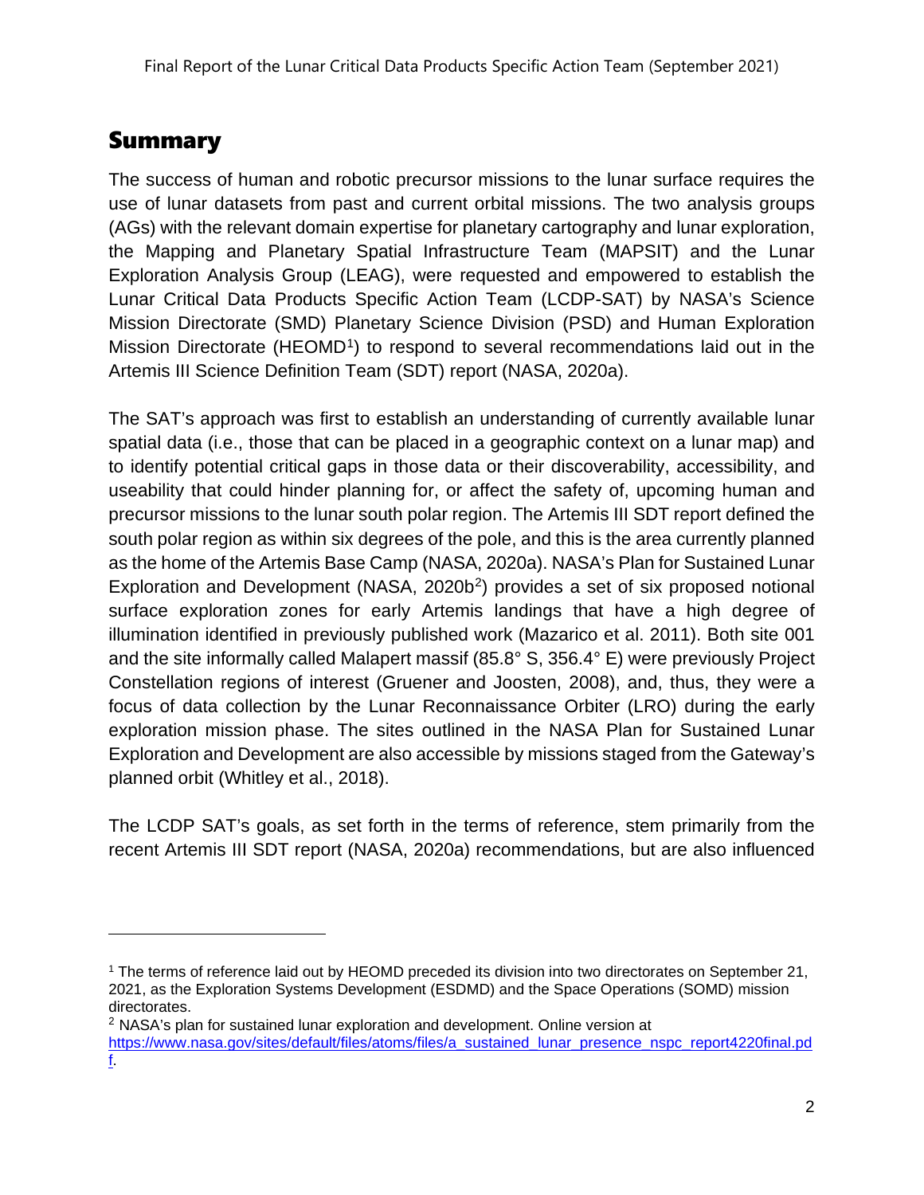# Summary

The success of human and robotic precursor missions to the lunar surface requires the use of lunar datasets from past and current orbital missions. The two analysis groups (AGs) with the relevant domain expertise for planetary cartography and lunar exploration, the Mapping and Planetary Spatial Infrastructure Team (MAPSIT) and the Lunar Exploration Analysis Group (LEAG), were requested and empowered to establish the Lunar Critical Data Products Specific Action Team (LCDP-SAT) by NASA's Science Mission Directorate (SMD) Planetary Science Division (PSD) and Human Exploration Mission Directorate (HEOMD[1]) to respond to several recommendations laid out in the Artemis III Science Definition Team (SDT) report (NASA, 2020a).

The SAT's approach was first to establish an understanding of currently available lunar spatial data (i.e., those that can be placed in a geographic context on a lunar map) and to identify potential critical gaps in those data or their discoverability, accessibility, and useability that could hinder planning for, or affect the safety of, upcoming human and precursor missions to the lunar south polar region. The Artemis III SDT report defined the south polar region as within six degrees of the pole, and this is the area currently planned as the home of the Artemis Base Camp (NASA, 2020a). NASA's Plan for Sustained Lunar Exploration and Development (NASA, 2020b[2]) provides a set of six proposed notional surface exploration zones for early Artemis landings that have a high degree of illumination identified in previously published work (Mazarico et al. 2011). Both site 001 and the site informally called Malapert massif (85.8° S, 356.4° E) were previously Project Constellation regions of interest (Gruener and Joosten, 2008), and, thus, they were a focus of data collection by the Lunar Reconnaissance Orbiter (LRO) during the early exploration mission phase. The sites outlined in the NASA Plan for Sustained Lunar Exploration and Development are also accessible by missions staged from the Gateway's planned orbit (Whitley et al., 2018).

The LCDP SAT's goals, as set forth in the terms of reference, stem primarily from the recent Artemis III SDT report (NASA, 2020a) recommendations, but are also influenced

---

[1] The terms of reference laid out by HEOMD preceded its division into two directorates on September 21, 2021, as the Exploration Systems Development (ESDMD) and the Space Operations (SOMD) mission directorates.

[2] NASA's plan for sustained lunar exploration and development. Online version at https://www.nasa.gov/sites/default/files/atoms/files/a_sustained_lunar_presence_nspc_report4220final.pdf.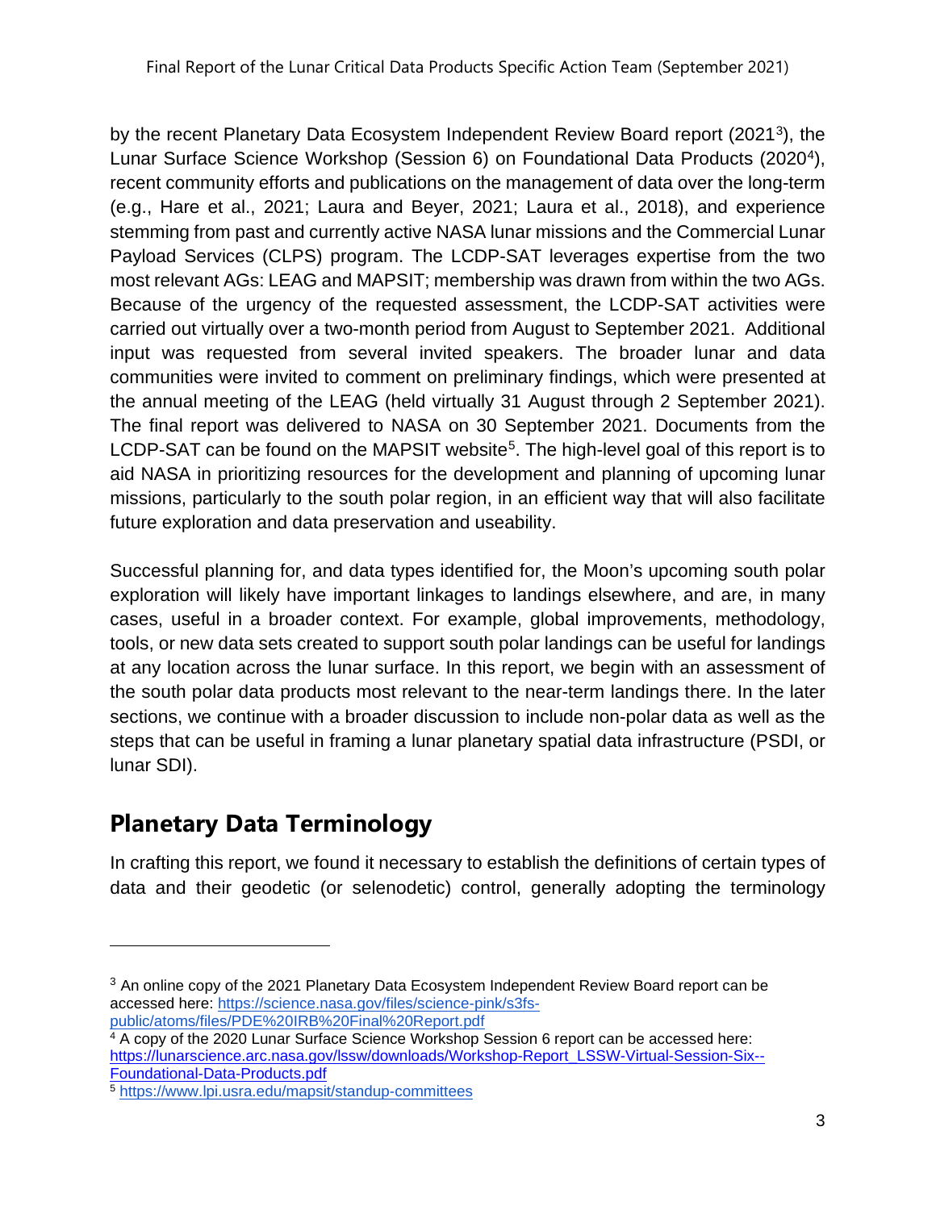by the recent Planetary Data Ecosystem Independent Review Board report (2021[3]), the Lunar Surface Science Workshop (Session 6) on Foundational Data Products (2020[4]), recent community efforts and publications on the management of data over the long-term (e.g., Hare et al., 2021; Laura and Beyer, 2021; Laura et al., 2018), and experience stemming from past and currently active NASA lunar missions and the Commercial Lunar Payload Services (CLPS) program. The LCDP-SAT leverages expertise from the two most relevant AGs: LEAG and MAPSIT; membership was drawn from within the two AGs. Because of the urgency of the requested assessment, the LCDP-SAT activities were carried out virtually over a two-month period from August to September 2021. Additional input was requested from several invited speakers. The broader lunar and data communities were invited to comment on preliminary findings, which were presented at the annual meeting of the LEAG (held virtually 31 August through 2 September 2021). The final report was delivered to NASA on 30 September 2021. Documents from the LCDP-SAT can be found on the MAPSIT website[5]. The high-level goal of this report is to aid NASA in prioritizing resources for the development and planning of upcoming lunar missions, particularly to the south polar region, in an efficient way that will also facilitate future exploration and data preservation and useability.

Successful planning for, and data types identified for, the Moon's upcoming south polar exploration will likely have important linkages to landings elsewhere, and are, in many cases, useful in a broader context. For example, global improvements, methodology, tools, or new data sets created to support south polar landings can be useful for landings at any location across the lunar surface. In this report, we begin with an assessment of the south polar data products most relevant to the near-term landings there. In the later sections, we continue with a broader discussion to include non-polar data as well as the steps that can be useful in framing a lunar planetary spatial data infrastructure (PSDI, or lunar SDI).

## Planetary Data Terminology

In crafting this report, we found it necessary to establish the definitions of certain types of data and their geodetic (or selenodetic) control, generally adopting the terminology

---

[3] An online copy of the 2021 Planetary Data Ecosystem Independent Review Board report can be accessed here: https://science.nasa.gov/files/science-pink/s3fs-public/atoms/files/PDE%20IRB%20Final%20Report.pdf

[4] A copy of the 2020 Lunar Surface Science Workshop Session 6 report can be accessed here: https://lunarscience.arc.nasa.gov/lssw/downloads/Workshop-Report_LSSW-Virtual-Session-Six--Foundational-Data-Products.pdf

[5] https://www.lpi.usra.edu/mapsit/standup-committees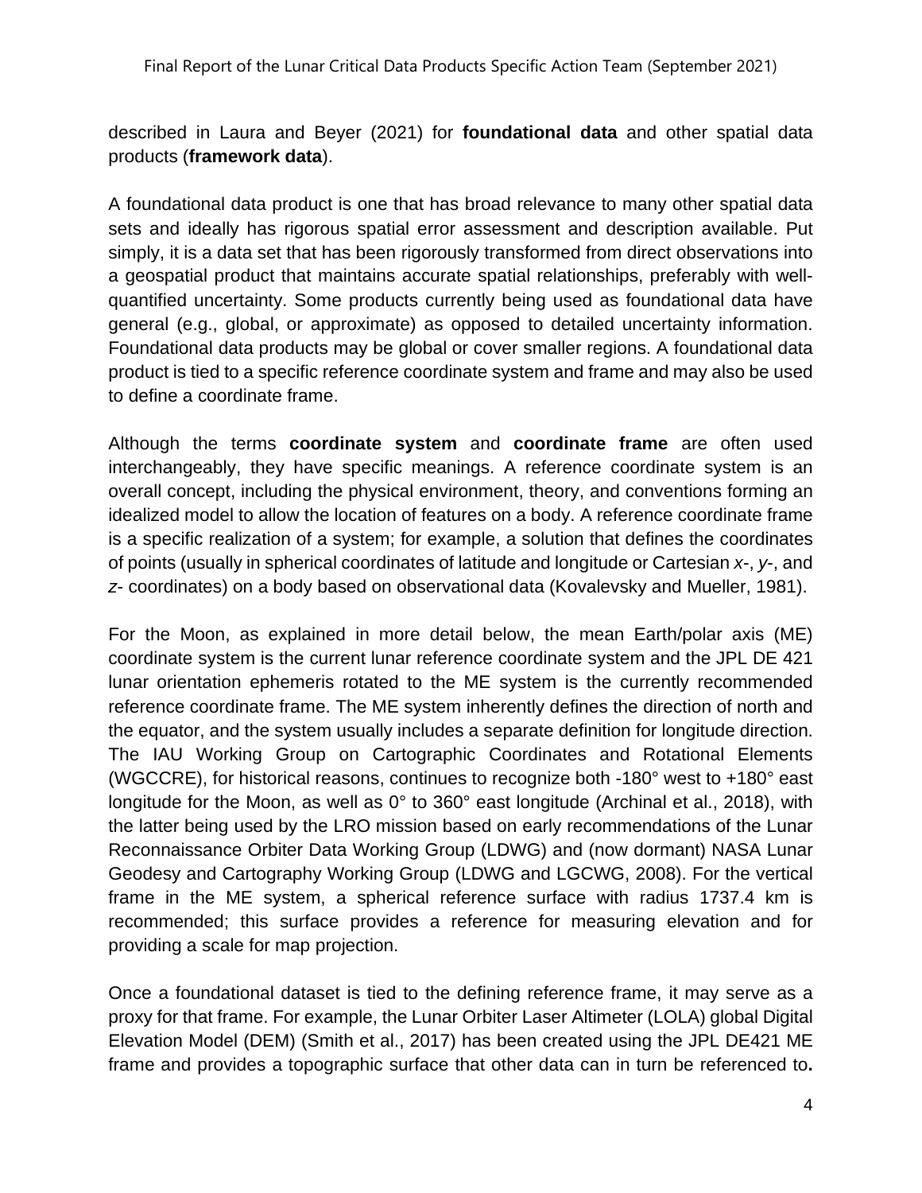described in Laura and Beyer (2021) for **foundational data** and other spatial data products (**framework data**).

A foundational data product is one that has broad relevance to many other spatial data sets and ideally has rigorous spatial error assessment and description available. Put simply, it is a data set that has been rigorously transformed from direct observations into a geospatial product that maintains accurate spatial relationships, preferably with well-quantified uncertainty. Some products currently being used as foundational data have general (e.g., global, or approximate) as opposed to detailed uncertainty information. Foundational data products may be global or cover smaller regions. A foundational data product is tied to a specific reference coordinate system and frame and may also be used to define a coordinate frame.

Although the terms **coordinate system** and **coordinate frame** are often used interchangeably, they have specific meanings. A reference coordinate system is an overall concept, including the physical environment, theory, and conventions forming an idealized model to allow the location of features on a body. A reference coordinate frame is a specific realization of a system; for example, a solution that defines the coordinates of points (usually in spherical coordinates of latitude and longitude or Cartesian *x*-, *y*-, and *z*- coordinates) on a body based on observational data (Kovalevsky and Mueller, 1981).

For the Moon, as explained in more detail below, the mean Earth/polar axis (ME) coordinate system is the current lunar reference coordinate system and the JPL DE 421 lunar orientation ephemeris rotated to the ME system is the currently recommended reference coordinate frame. The ME system inherently defines the direction of north and the equator, and the system usually includes a separate definition for longitude direction. The IAU Working Group on Cartographic Coordinates and Rotational Elements (WGCCRE), for historical reasons, continues to recognize both -180° west to +180° east longitude for the Moon, as well as 0° to 360° east longitude (Archinal et al., 2018), with the latter being used by the LRO mission based on early recommendations of the Lunar Reconnaissance Orbiter Data Working Group (LDWG) and (now dormant) NASA Lunar Geodesy and Cartography Working Group (LDWG and LGCWG, 2008). For the vertical frame in the ME system, a spherical reference surface with radius 1737.4 km is recommended; this surface provides a reference for measuring elevation and for providing a scale for map projection.

Once a foundational dataset is tied to the defining reference frame, it may serve as a proxy for that frame. For example, the Lunar Orbiter Laser Altimeter (LOLA) global Digital Elevation Model (DEM) (Smith et al., 2017) has been created using the JPL DE421 ME frame and provides a topographic surface that other data can in turn be referenced to**.**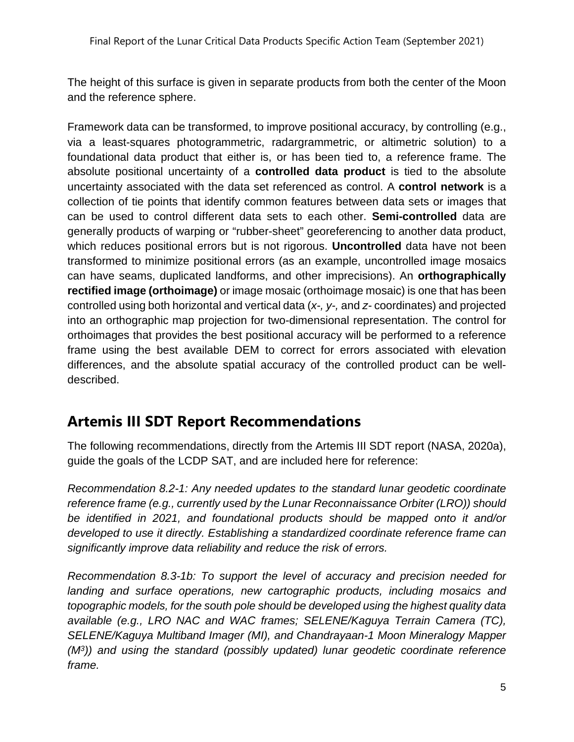The height of this surface is given in separate products from both the center of the Moon and the reference sphere.

Framework data can be transformed, to improve positional accuracy, by controlling (e.g., via a least-squares photogrammetric, radargrammetric, or altimetric solution) to a foundational data product that either is, or has been tied to, a reference frame. The absolute positional uncertainty of a **controlled data product** is tied to the absolute uncertainty associated with the data set referenced as control. A **control network** is a collection of tie points that identify common features between data sets or images that can be used to control different data sets to each other. **Semi-controlled** data are generally products of warping or "rubber-sheet" georeferencing to another data product, which reduces positional errors but is not rigorous. **Uncontrolled** data have not been transformed to minimize positional errors (as an example, uncontrolled image mosaics can have seams, duplicated landforms, and other imprecisions). An **orthographically rectified image (orthoimage)** or image mosaic (orthoimage mosaic) is one that has been controlled using both horizontal and vertical data (*x-, y-,* and *z-* coordinates) and projected into an orthographic map projection for two-dimensional representation. The control for orthoimages that provides the best positional accuracy will be performed to a reference frame using the best available DEM to correct for errors associated with elevation differences, and the absolute spatial accuracy of the controlled product can be well-described.

## Artemis III SDT Report Recommendations

The following recommendations, directly from the Artemis III SDT report (NASA, 2020a), guide the goals of the LCDP SAT, and are included here for reference:

*Recommendation 8.2-1: Any needed updates to the standard lunar geodetic coordinate reference frame (e.g., currently used by the Lunar Reconnaissance Orbiter (LRO)) should be identified in 2021, and foundational products should be mapped onto it and/or developed to use it directly. Establishing a standardized coordinate reference frame can significantly improve data reliability and reduce the risk of errors.*

*Recommendation 8.3-1b: To support the level of accuracy and precision needed for landing and surface operations, new cartographic products, including mosaics and topographic models, for the south pole should be developed using the highest quality data available (e.g., LRO NAC and WAC frames; SELENE/Kaguya Terrain Camera (TC), SELENE/Kaguya Multiband Imager (MI), and Chandrayaan-1 Moon Mineralogy Mapper ($M^3$)) and using the standard (possibly updated) lunar geodetic coordinate reference frame.*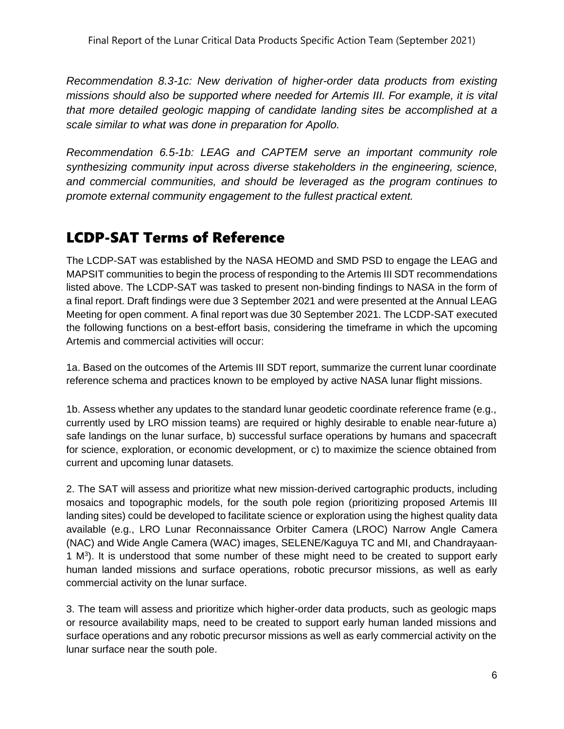*Recommendation 8.3-1c: New derivation of higher-order data products from existing missions should also be supported where needed for Artemis III. For example, it is vital that more detailed geologic mapping of candidate landing sites be accomplished at a scale similar to what was done in preparation for Apollo.*

*Recommendation 6.5-1b: LEAG and CAPTEM serve an important community role synthesizing community input across diverse stakeholders in the engineering, science, and commercial communities, and should be leveraged as the program continues to promote external community engagement to the fullest practical extent.*

## LCDP-SAT Terms of Reference

The LCDP-SAT was established by the NASA HEOMD and SMD PSD to engage the LEAG and MAPSIT communities to begin the process of responding to the Artemis III SDT recommendations listed above. The LCDP-SAT was tasked to present non-binding findings to NASA in the form of a final report. Draft findings were due 3 September 2021 and were presented at the Annual LEAG Meeting for open comment. A final report was due 30 September 2021. The LCDP-SAT executed the following functions on a best-effort basis, considering the timeframe in which the upcoming Artemis and commercial activities will occur:

1a. Based on the outcomes of the Artemis III SDT report, summarize the current lunar coordinate reference schema and practices known to be employed by active NASA lunar flight missions.

1b. Assess whether any updates to the standard lunar geodetic coordinate reference frame (e.g., currently used by LRO mission teams) are required or highly desirable to enable near-future a) safe landings on the lunar surface, b) successful surface operations by humans and spacecraft for science, exploration, or economic development, or c) to maximize the science obtained from current and upcoming lunar datasets.

2. The SAT will assess and prioritize what new mission-derived cartographic products, including mosaics and topographic models, for the south pole region (prioritizing proposed Artemis III landing sites) could be developed to facilitate science or exploration using the highest quality data available (e.g., LRO Lunar Reconnaissance Orbiter Camera (LROC) Narrow Angle Camera (NAC) and Wide Angle Camera (WAC) images, SELENE/Kaguya TC and MI, and Chandrayaan-1 $M^3$). It is understood that some number of these might need to be created to support early human landed missions and surface operations, robotic precursor missions, as well as early commercial activity on the lunar surface.

3. The team will assess and prioritize which higher-order data products, such as geologic maps or resource availability maps, need to be created to support early human landed missions and surface operations and any robotic precursor missions as well as early commercial activity on the lunar surface near the south pole.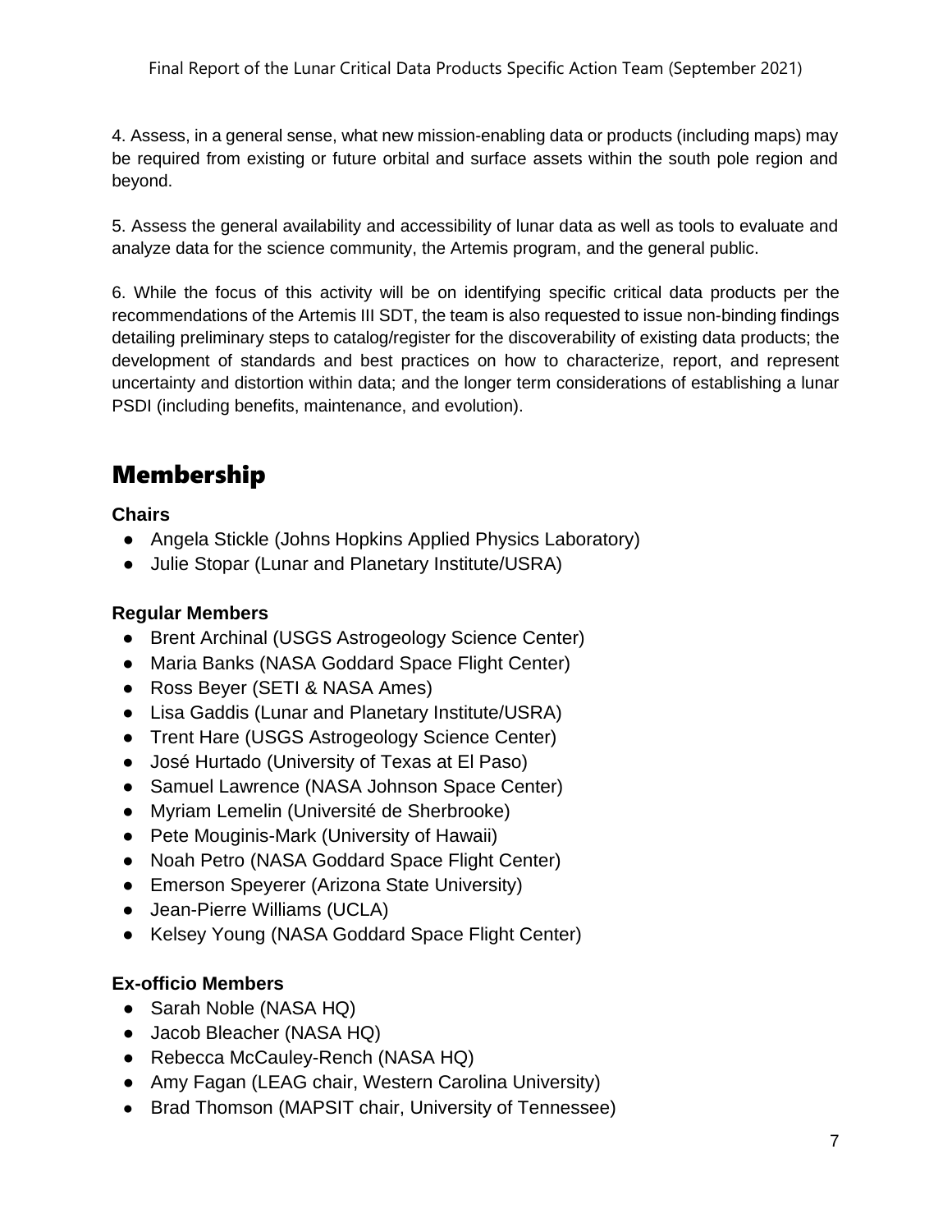4. Assess, in a general sense, what new mission-enabling data or products (including maps) may be required from existing or future orbital and surface assets within the south pole region and beyond.

5. Assess the general availability and accessibility of lunar data as well as tools to evaluate and analyze data for the science community, the Artemis program, and the general public.

6. While the focus of this activity will be on identifying specific critical data products per the recommendations of the Artemis III SDT, the team is also requested to issue non-binding findings detailing preliminary steps to catalog/register for the discoverability of existing data products; the development of standards and best practices on how to characterize, report, and represent uncertainty and distortion within data; and the longer term considerations of establishing a lunar PSDI (including benefits, maintenance, and evolution).

## Membership

**Chairs**

- Angela Stickle (Johns Hopkins Applied Physics Laboratory)
- Julie Stopar (Lunar and Planetary Institute/USRA)

**Regular Members**

- Brent Archinal (USGS Astrogeology Science Center)
- Maria Banks (NASA Goddard Space Flight Center)
- Ross Beyer (SETI & NASA Ames)
- Lisa Gaddis (Lunar and Planetary Institute/USRA)
- Trent Hare (USGS Astrogeology Science Center)
- José Hurtado (University of Texas at El Paso)
- Samuel Lawrence (NASA Johnson Space Center)
- Myriam Lemelin (Université de Sherbrooke)
- Pete Mouginis-Mark (University of Hawaii)
- Noah Petro (NASA Goddard Space Flight Center)
- Emerson Speyerer (Arizona State University)
- Jean-Pierre Williams (UCLA)
- Kelsey Young (NASA Goddard Space Flight Center)

**Ex-officio Members**

- Sarah Noble (NASA HQ)
- Jacob Bleacher (NASA HQ)
- Rebecca McCauley-Rench (NASA HQ)
- Amy Fagan (LEAG chair, Western Carolina University)
- Brad Thomson (MAPSIT chair, University of Tennessee)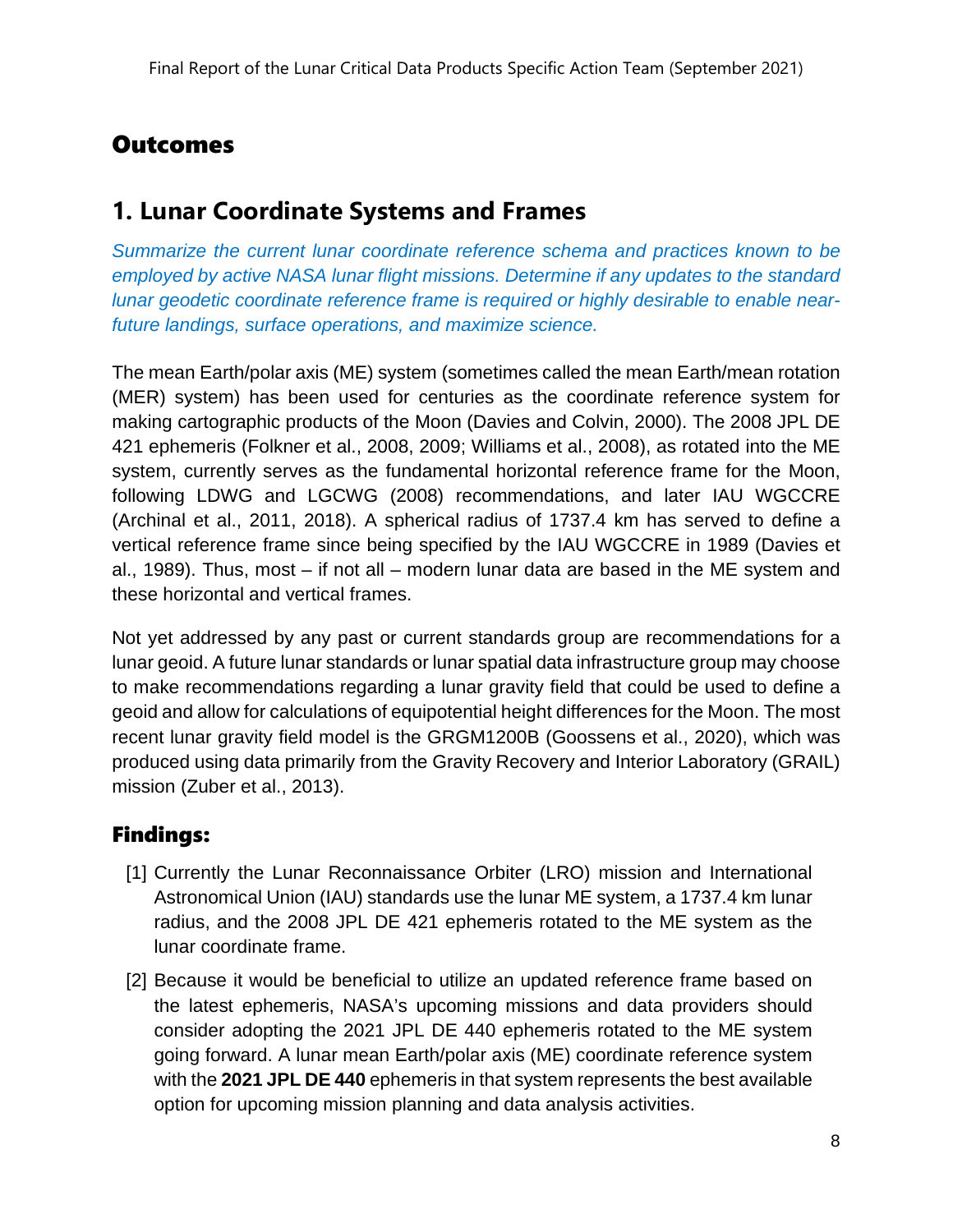# Outcomes

## 1. Lunar Coordinate Systems and Frames

*Summarize the current lunar coordinate reference schema and practices known to be employed by active NASA lunar flight missions. Determine if any updates to the standard lunar geodetic coordinate reference frame is required or highly desirable to enable near-future landings, surface operations, and maximize science.*

The mean Earth/polar axis (ME) system (sometimes called the mean Earth/mean rotation (MER) system) has been used for centuries as the coordinate reference system for making cartographic products of the Moon (Davies and Colvin, 2000). The 2008 JPL DE 421 ephemeris (Folkner et al., 2008, 2009; Williams et al., 2008), as rotated into the ME system, currently serves as the fundamental horizontal reference frame for the Moon, following LDWG and LGCWG (2008) recommendations, and later IAU WGCCRE (Archinal et al., 2011, 2018). A spherical radius of 1737.4 km has served to define a vertical reference frame since being specified by the IAU WGCCRE in 1989 (Davies et al., 1989). Thus, most – if not all – modern lunar data are based in the ME system and these horizontal and vertical frames.

Not yet addressed by any past or current standards group are recommendations for a lunar geoid. A future lunar standards or lunar spatial data infrastructure group may choose to make recommendations regarding a lunar gravity field that could be used to define a geoid and allow for calculations of equipotential height differences for the Moon. The most recent lunar gravity field model is the GRGM1200B (Goossens et al., 2020), which was produced using data primarily from the Gravity Recovery and Interior Laboratory (GRAIL) mission (Zuber et al., 2013).

### Findings:

[1] Currently the Lunar Reconnaissance Orbiter (LRO) mission and International Astronomical Union (IAU) standards use the lunar ME system, a 1737.4 km lunar radius, and the 2008 JPL DE 421 ephemeris rotated to the ME system as the lunar coordinate frame.

[2] Because it would be beneficial to utilize an updated reference frame based on the latest ephemeris, NASA's upcoming missions and data providers should consider adopting the 2021 JPL DE 440 ephemeris rotated to the ME system going forward. A lunar mean Earth/polar axis (ME) coordinate reference system with the **2021 JPL DE 440** ephemeris in that system represents the best available option for upcoming mission planning and data analysis activities.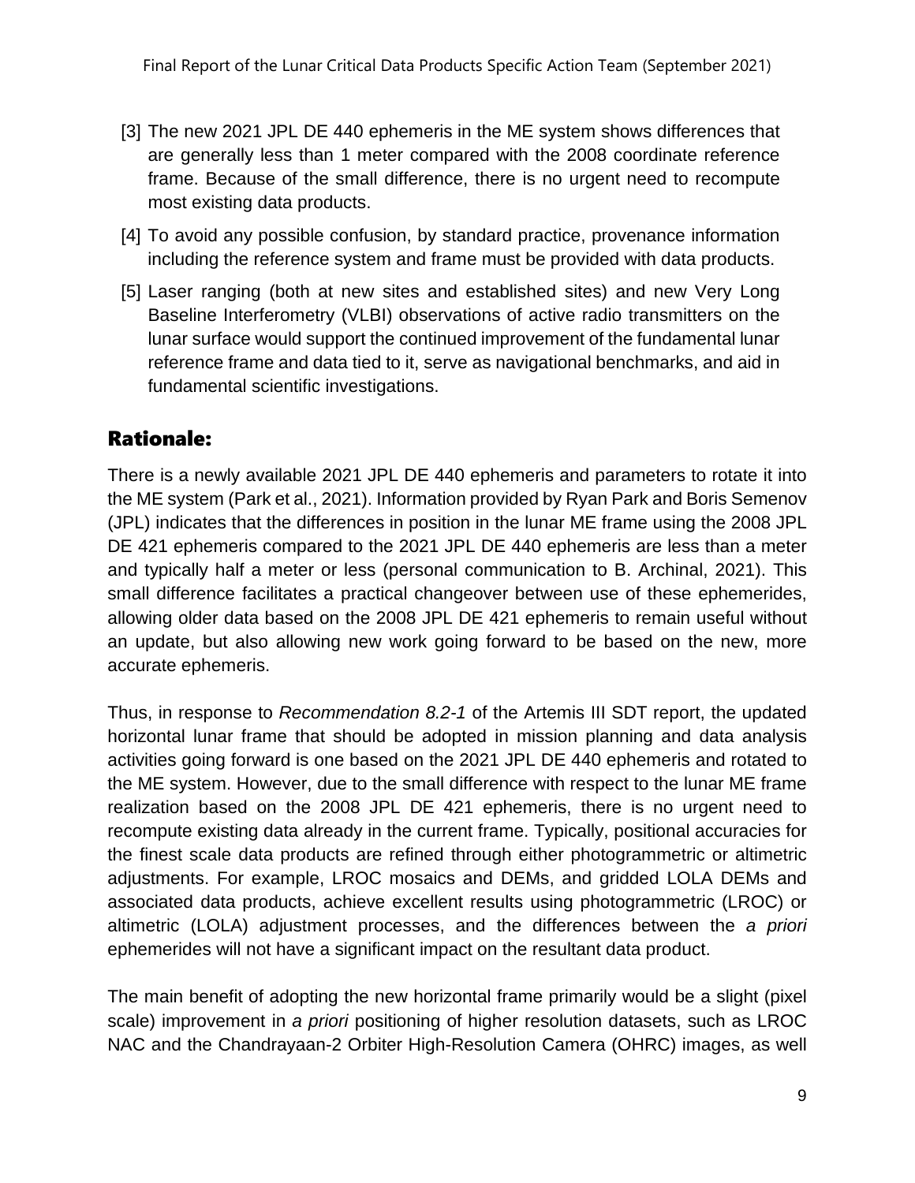[3] The new 2021 JPL DE 440 ephemeris in the ME system shows differences that are generally less than 1 meter compared with the 2008 coordinate reference frame. Because of the small difference, there is no urgent need to recompute most existing data products.

[4] To avoid any possible confusion, by standard practice, provenance information including the reference system and frame must be provided with data products.

[5] Laser ranging (both at new sites and established sites) and new Very Long Baseline Interferometry (VLBI) observations of active radio transmitters on the lunar surface would support the continued improvement of the fundamental lunar reference frame and data tied to it, serve as navigational benchmarks, and aid in fundamental scientific investigations.

## Rationale:

There is a newly available 2021 JPL DE 440 ephemeris and parameters to rotate it into the ME system (Park et al., 2021). Information provided by Ryan Park and Boris Semenov (JPL) indicates that the differences in position in the lunar ME frame using the 2008 JPL DE 421 ephemeris compared to the 2021 JPL DE 440 ephemeris are less than a meter and typically half a meter or less (personal communication to B. Archinal, 2021). This small difference facilitates a practical changeover between use of these ephemerides, allowing older data based on the 2008 JPL DE 421 ephemeris to remain useful without an update, but also allowing new work going forward to be based on the new, more accurate ephemeris.

Thus, in response to *Recommendation 8.2-1* of the Artemis III SDT report, the updated horizontal lunar frame that should be adopted in mission planning and data analysis activities going forward is one based on the 2021 JPL DE 440 ephemeris and rotated to the ME system. However, due to the small difference with respect to the lunar ME frame realization based on the 2008 JPL DE 421 ephemeris, there is no urgent need to recompute existing data already in the current frame. Typically, positional accuracies for the finest scale data products are refined through either photogrammetric or altimetric adjustments. For example, LROC mosaics and DEMs, and gridded LOLA DEMs and associated data products, achieve excellent results using photogrammetric (LROC) or altimetric (LOLA) adjustment processes, and the differences between the *a priori* ephemerides will not have a significant impact on the resultant data product.

The main benefit of adopting the new horizontal frame primarily would be a slight (pixel scale) improvement in *a priori* positioning of higher resolution datasets, such as LROC NAC and the Chandrayaan-2 Orbiter High-Resolution Camera (OHRC) images, as well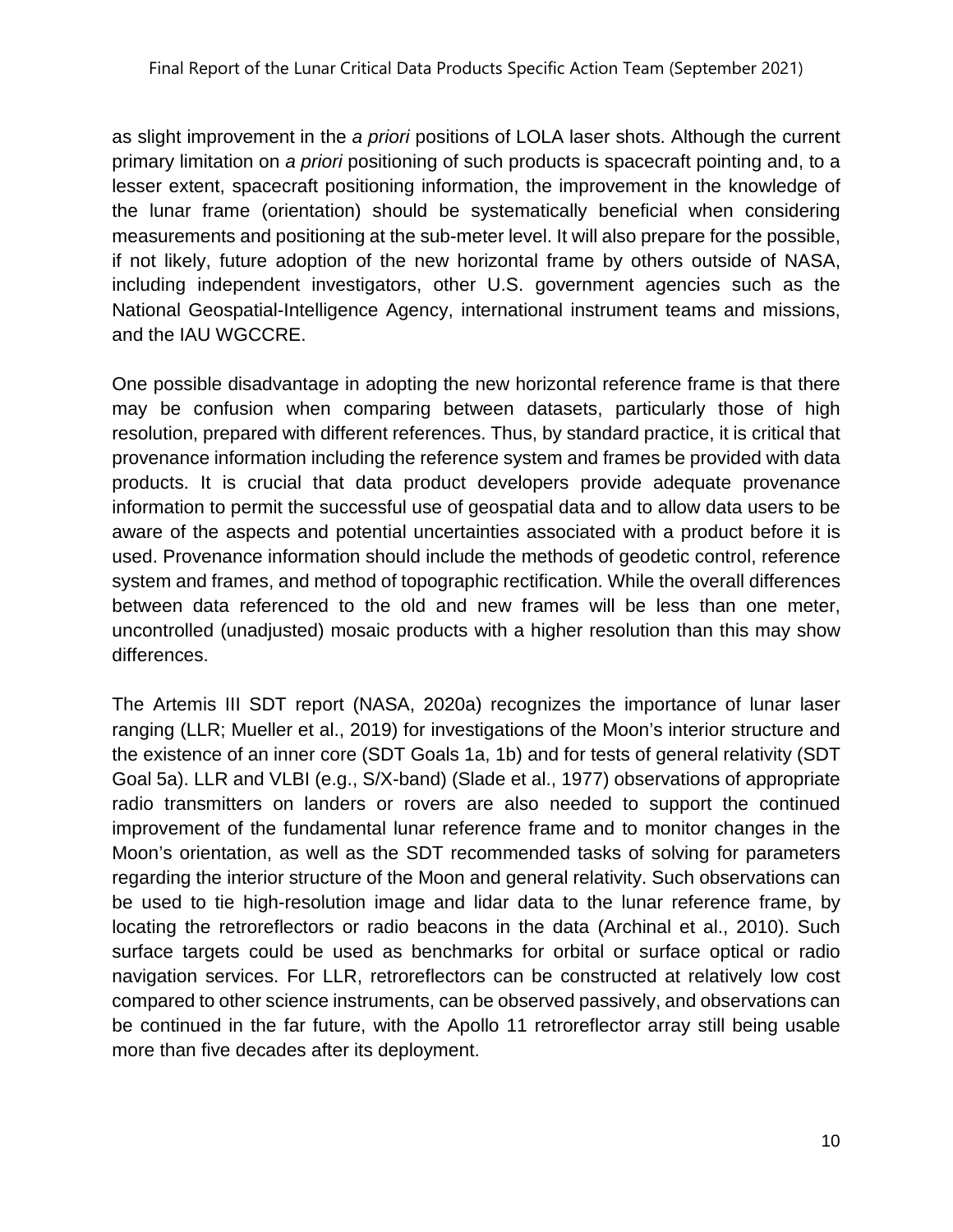as slight improvement in the *a priori* positions of LOLA laser shots. Although the current primary limitation on *a priori* positioning of such products is spacecraft pointing and, to a lesser extent, spacecraft positioning information, the improvement in the knowledge of the lunar frame (orientation) should be systematically beneficial when considering measurements and positioning at the sub-meter level. It will also prepare for the possible, if not likely, future adoption of the new horizontal frame by others outside of NASA, including independent investigators, other U.S. government agencies such as the National Geospatial-Intelligence Agency, international instrument teams and missions, and the IAU WGCCRE.

One possible disadvantage in adopting the new horizontal reference frame is that there may be confusion when comparing between datasets, particularly those of high resolution, prepared with different references. Thus, by standard practice, it is critical that provenance information including the reference system and frames be provided with data products. It is crucial that data product developers provide adequate provenance information to permit the successful use of geospatial data and to allow data users to be aware of the aspects and potential uncertainties associated with a product before it is used. Provenance information should include the methods of geodetic control, reference system and frames, and method of topographic rectification. While the overall differences between data referenced to the old and new frames will be less than one meter, uncontrolled (unadjusted) mosaic products with a higher resolution than this may show differences.

The Artemis III SDT report (NASA, 2020a) recognizes the importance of lunar laser ranging (LLR; Mueller et al., 2019) for investigations of the Moon's interior structure and the existence of an inner core (SDT Goals 1a, 1b) and for tests of general relativity (SDT Goal 5a). LLR and VLBI (e.g., S/X-band) (Slade et al., 1977) observations of appropriate radio transmitters on landers or rovers are also needed to support the continued improvement of the fundamental lunar reference frame and to monitor changes in the Moon's orientation, as well as the SDT recommended tasks of solving for parameters regarding the interior structure of the Moon and general relativity. Such observations can be used to tie high-resolution image and lidar data to the lunar reference frame, by locating the retroreflectors or radio beacons in the data (Archinal et al., 2010). Such surface targets could be used as benchmarks for orbital or surface optical or radio navigation services. For LLR, retroreflectors can be constructed at relatively low cost compared to other science instruments, can be observed passively, and observations can be continued in the far future, with the Apollo 11 retroreflector array still being usable more than five decades after its deployment.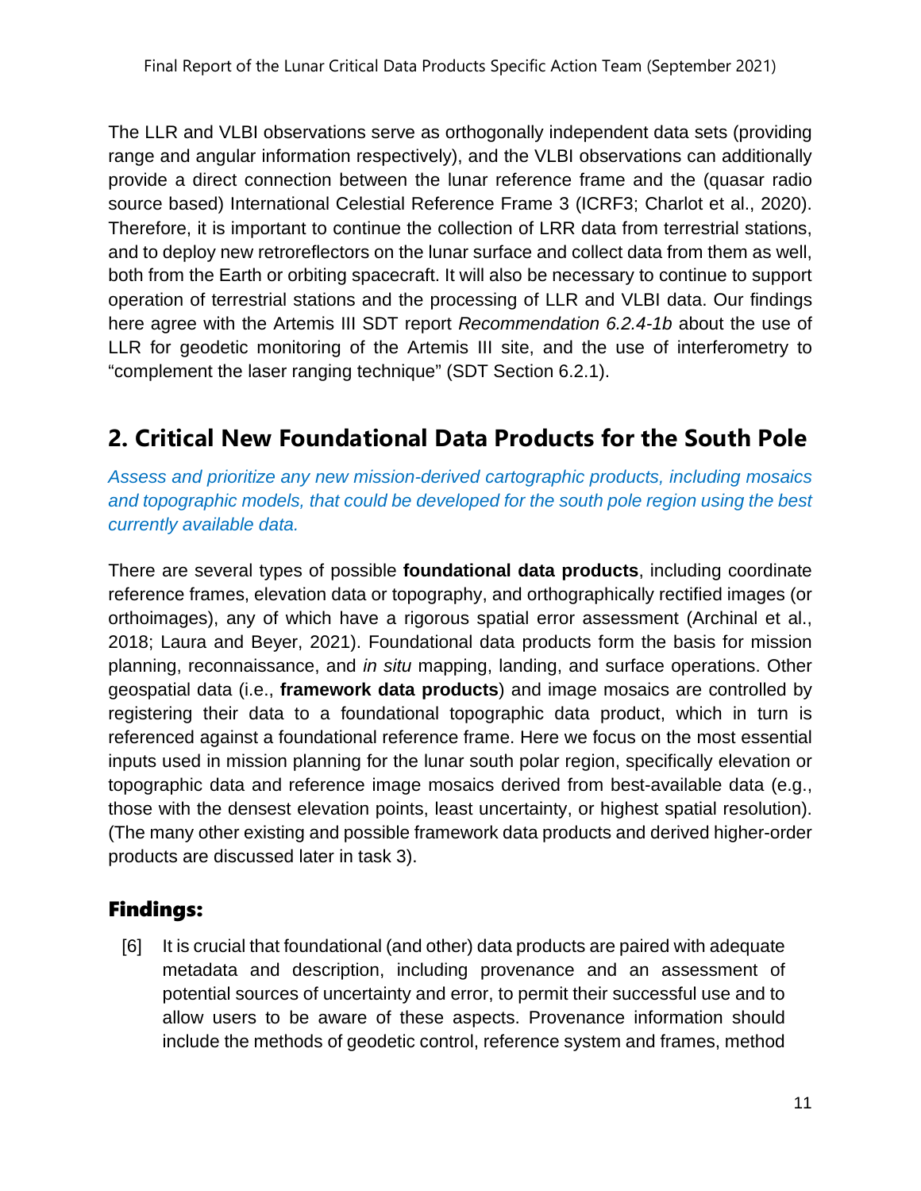The LLR and VLBI observations serve as orthogonally independent data sets (providing range and angular information respectively), and the VLBI observations can additionally provide a direct connection between the lunar reference frame and the (quasar radio source based) International Celestial Reference Frame 3 (ICRF3; Charlot et al., 2020). Therefore, it is important to continue the collection of LRR data from terrestrial stations, and to deploy new retroreflectors on the lunar surface and collect data from them as well, both from the Earth or orbiting spacecraft. It will also be necessary to continue to support operation of terrestrial stations and the processing of LLR and VLBI data. Our findings here agree with the Artemis III SDT report *Recommendation 6.2.4-1b* about the use of LLR for geodetic monitoring of the Artemis III site, and the use of interferometry to "complement the laser ranging technique" (SDT Section 6.2.1).

## 2. Critical New Foundational Data Products for the South Pole

*Assess and prioritize any new mission-derived cartographic products, including mosaics and topographic models, that could be developed for the south pole region using the best currently available data.*

There are several types of possible **foundational data products**, including coordinate reference frames, elevation data or topography, and orthographically rectified images (or orthoimages), any of which have a rigorous spatial error assessment (Archinal et al., 2018; Laura and Beyer, 2021). Foundational data products form the basis for mission planning, reconnaissance, and *in situ* mapping, landing, and surface operations. Other geospatial data (i.e., **framework data products**) and image mosaics are controlled by registering their data to a foundational topographic data product, which in turn is referenced against a foundational reference frame. Here we focus on the most essential inputs used in mission planning for the lunar south polar region, specifically elevation or topographic data and reference image mosaics derived from best-available data (e.g., those with the densest elevation points, least uncertainty, or highest spatial resolution). (The many other existing and possible framework data products and derived higher-order products are discussed later in task 3).

### Findings:

[6] It is crucial that foundational (and other) data products are paired with adequate metadata and description, including provenance and an assessment of potential sources of uncertainty and error, to permit their successful use and to allow users to be aware of these aspects. Provenance information should include the methods of geodetic control, reference system and frames, method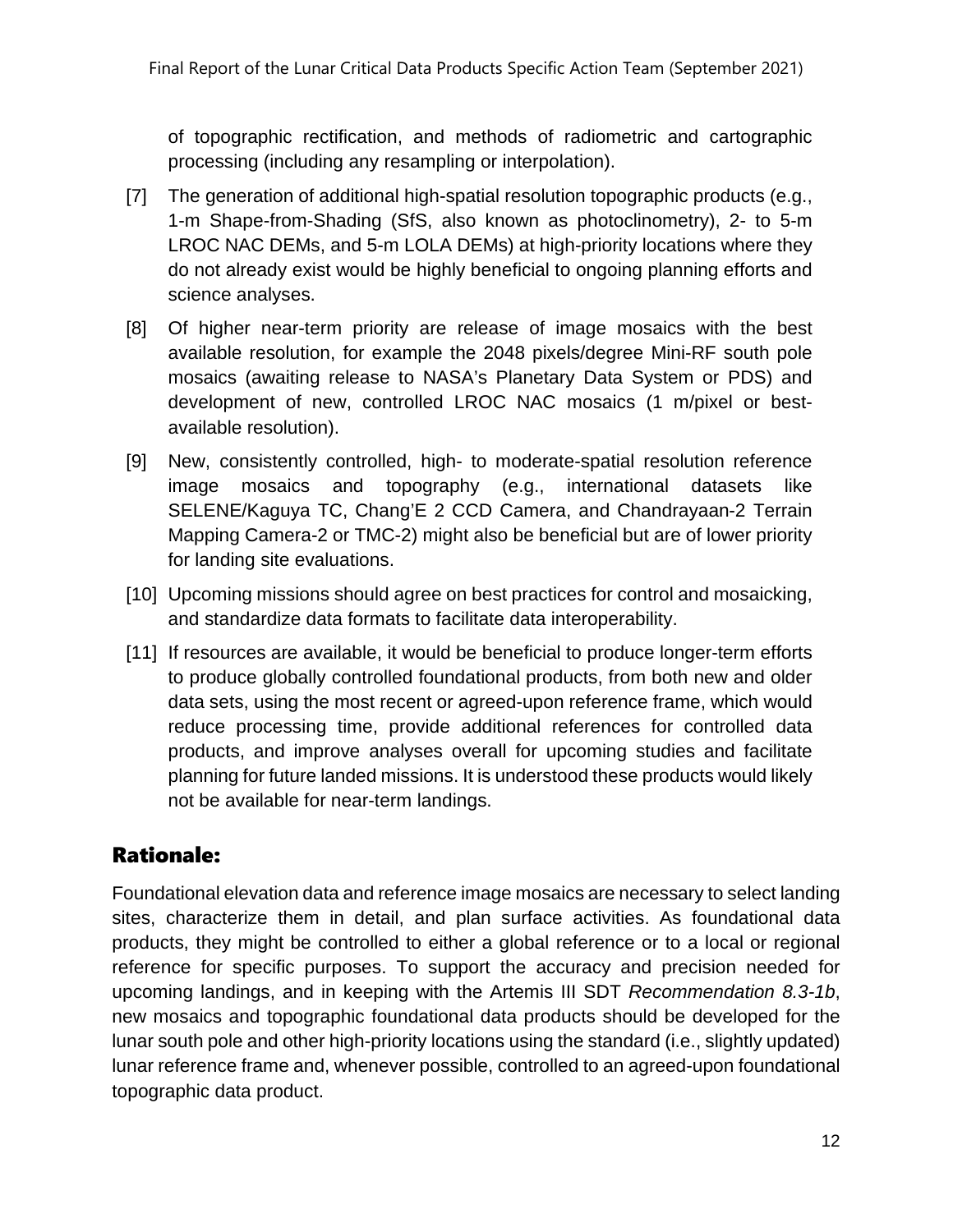of topographic rectification, and methods of radiometric and cartographic processing (including any resampling or interpolation).

[7] The generation of additional high-spatial resolution topographic products (e.g., 1-m Shape-from-Shading (SfS, also known as photoclinometry), 2- to 5-m LROC NAC DEMs, and 5-m LOLA DEMs) at high-priority locations where they do not already exist would be highly beneficial to ongoing planning efforts and science analyses.

[8] Of higher near-term priority are release of image mosaics with the best available resolution, for example the 2048 pixels/degree Mini-RF south pole mosaics (awaiting release to NASA's Planetary Data System or PDS) and development of new, controlled LROC NAC mosaics (1 m/pixel or best-available resolution).

[9] New, consistently controlled, high- to moderate-spatial resolution reference image mosaics and topography (e.g., international datasets like SELENE/Kaguya TC, Chang'E 2 CCD Camera, and Chandrayaan-2 Terrain Mapping Camera-2 or TMC-2) might also be beneficial but are of lower priority for landing site evaluations.

[10] Upcoming missions should agree on best practices for control and mosaicking, and standardize data formats to facilitate data interoperability.

[11] If resources are available, it would be beneficial to produce longer-term efforts to produce globally controlled foundational products, from both new and older data sets, using the most recent or agreed-upon reference frame, which would reduce processing time, provide additional references for controlled data products, and improve analyses overall for upcoming studies and facilitate planning for future landed missions. It is understood these products would likely not be available for near-term landings.

## Rationale:

Foundational elevation data and reference image mosaics are necessary to select landing sites, characterize them in detail, and plan surface activities. As foundational data products, they might be controlled to either a global reference or to a local or regional reference for specific purposes. To support the accuracy and precision needed for upcoming landings, and in keeping with the Artemis III SDT *Recommendation 8.3-1b*, new mosaics and topographic foundational data products should be developed for the lunar south pole and other high-priority locations using the standard (i.e., slightly updated) lunar reference frame and, whenever possible, controlled to an agreed-upon foundational topographic data product.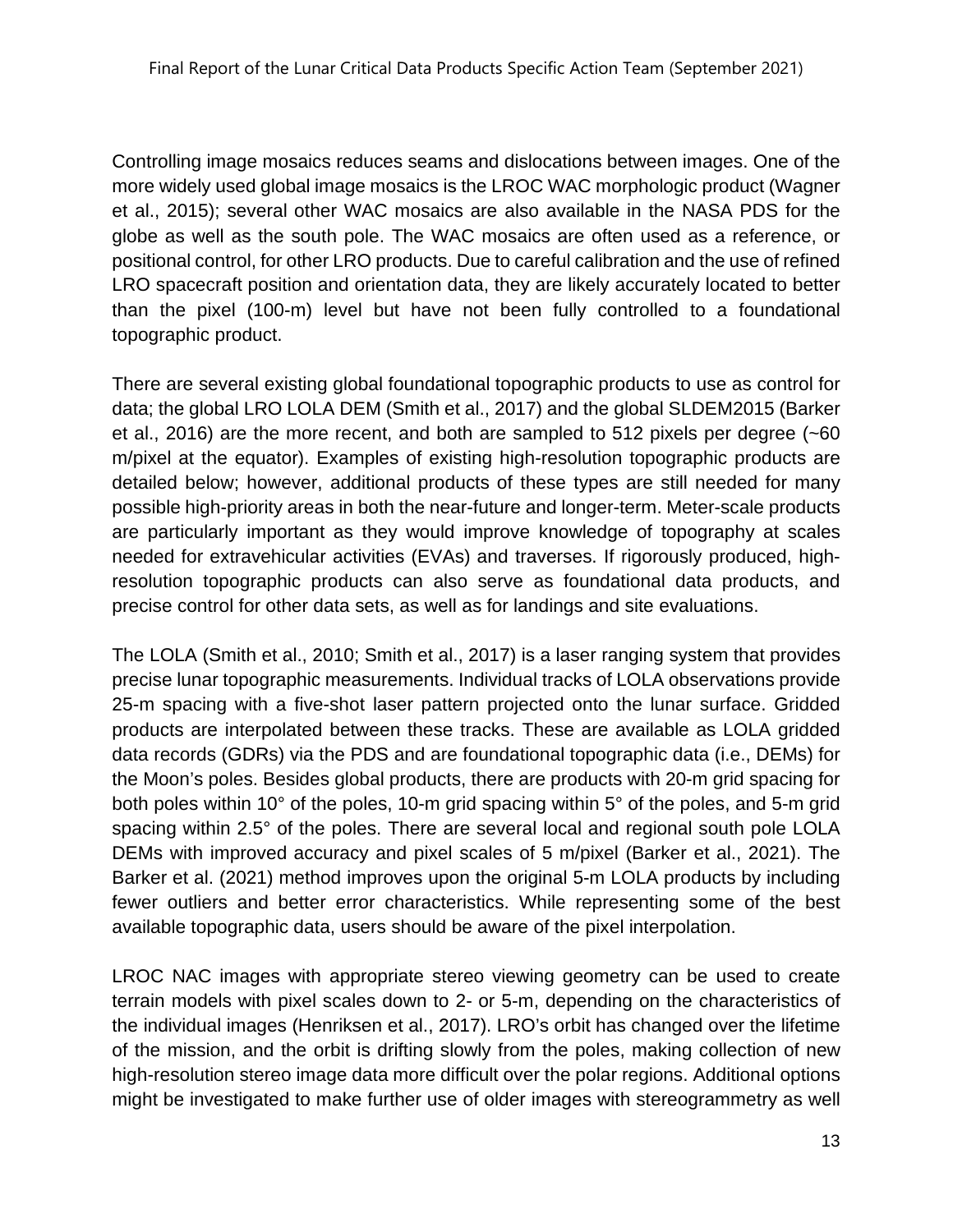Controlling image mosaics reduces seams and dislocations between images. One of the more widely used global image mosaics is the LROC WAC morphologic product (Wagner et al., 2015); several other WAC mosaics are also available in the NASA PDS for the globe as well as the south pole. The WAC mosaics are often used as a reference, or positional control, for other LRO products. Due to careful calibration and the use of refined LRO spacecraft position and orientation data, they are likely accurately located to better than the pixel (100-m) level but have not been fully controlled to a foundational topographic product.

There are several existing global foundational topographic products to use as control for data; the global LRO LOLA DEM (Smith et al., 2017) and the global SLDEM2015 (Barker et al., 2016) are the more recent, and both are sampled to 512 pixels per degree (~60 m/pixel at the equator). Examples of existing high-resolution topographic products are detailed below; however, additional products of these types are still needed for many possible high-priority areas in both the near-future and longer-term. Meter-scale products are particularly important as they would improve knowledge of topography at scales needed for extravehicular activities (EVAs) and traverses. If rigorously produced, high-resolution topographic products can also serve as foundational data products, and precise control for other data sets, as well as for landings and site evaluations.

The LOLA (Smith et al., 2010; Smith et al., 2017) is a laser ranging system that provides precise lunar topographic measurements. Individual tracks of LOLA observations provide 25-m spacing with a five-shot laser pattern projected onto the lunar surface. Gridded products are interpolated between these tracks. These are available as LOLA gridded data records (GDRs) via the PDS and are foundational topographic data (i.e., DEMs) for the Moon's poles. Besides global products, there are products with 20-m grid spacing for both poles within 10° of the poles, 10-m grid spacing within 5° of the poles, and 5-m grid spacing within 2.5° of the poles. There are several local and regional south pole LOLA DEMs with improved accuracy and pixel scales of 5 m/pixel (Barker et al., 2021). The Barker et al. (2021) method improves upon the original 5-m LOLA products by including fewer outliers and better error characteristics. While representing some of the best available topographic data, users should be aware of the pixel interpolation.

LROC NAC images with appropriate stereo viewing geometry can be used to create terrain models with pixel scales down to 2- or 5-m, depending on the characteristics of the individual images (Henriksen et al., 2017). LRO's orbit has changed over the lifetime of the mission, and the orbit is drifting slowly from the poles, making collection of new high-resolution stereo image data more difficult over the polar regions. Additional options might be investigated to make further use of older images with stereogrammetry as well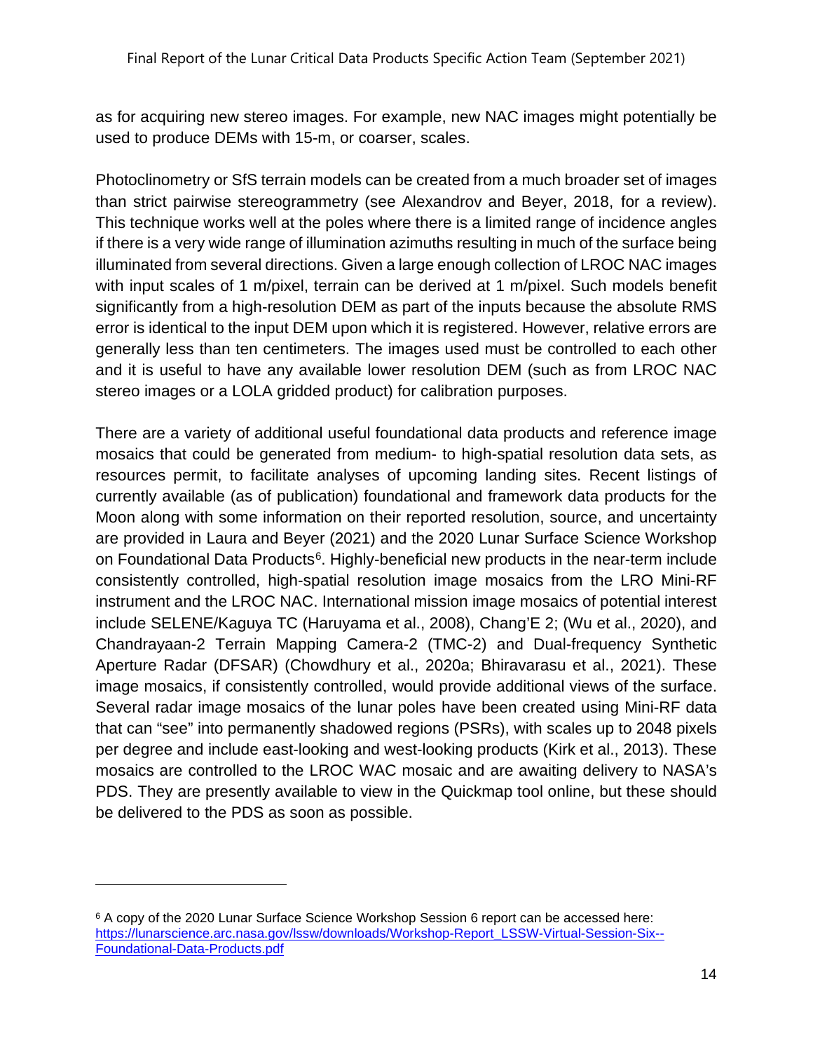as for acquiring new stereo images. For example, new NAC images might potentially be used to produce DEMs with 15-m, or coarser, scales.

Photoclinometry or SfS terrain models can be created from a much broader set of images than strict pairwise stereogrammetry (see Alexandrov and Beyer, 2018, for a review). This technique works well at the poles where there is a limited range of incidence angles if there is a very wide range of illumination azimuths resulting in much of the surface being illuminated from several directions. Given a large enough collection of LROC NAC images with input scales of 1 m/pixel, terrain can be derived at 1 m/pixel. Such models benefit significantly from a high-resolution DEM as part of the inputs because the absolute RMS error is identical to the input DEM upon which it is registered. However, relative errors are generally less than ten centimeters. The images used must be controlled to each other and it is useful to have any available lower resolution DEM (such as from LROC NAC stereo images or a LOLA gridded product) for calibration purposes.

There are a variety of additional useful foundational data products and reference image mosaics that could be generated from medium- to high-spatial resolution data sets, as resources permit, to facilitate analyses of upcoming landing sites. Recent listings of currently available (as of publication) foundational and framework data products for the Moon along with some information on their reported resolution, source, and uncertainty are provided in Laura and Beyer (2021) and the 2020 Lunar Surface Science Workshop on Foundational Data Products[6]. Highly-beneficial new products in the near-term include consistently controlled, high-spatial resolution image mosaics from the LRO Mini-RF instrument and the LROC NAC. International mission image mosaics of potential interest include SELENE/Kaguya TC (Haruyama et al., 2008), Chang'E 2; (Wu et al., 2020), and Chandrayaan-2 Terrain Mapping Camera-2 (TMC-2) and Dual-frequency Synthetic Aperture Radar (DFSAR) (Chowdhury et al., 2020a; Bhiravarasu et al., 2021). These image mosaics, if consistently controlled, would provide additional views of the surface. Several radar image mosaics of the lunar poles have been created using Mini-RF data that can "see" into permanently shadowed regions (PSRs), with scales up to 2048 pixels per degree and include east-looking and west-looking products (Kirk et al., 2013). These mosaics are controlled to the LROC WAC mosaic and are awaiting delivery to NASA's PDS. They are presently available to view in the Quickmap tool online, but these should be delivered to the PDS as soon as possible.

---

[6] A copy of the 2020 Lunar Surface Science Workshop Session 6 report can be accessed here: https://lunarscience.arc.nasa.gov/lssw/downloads/Workshop-Report_LSSW-Virtual-Session-Six--Foundational-Data-Products.pdf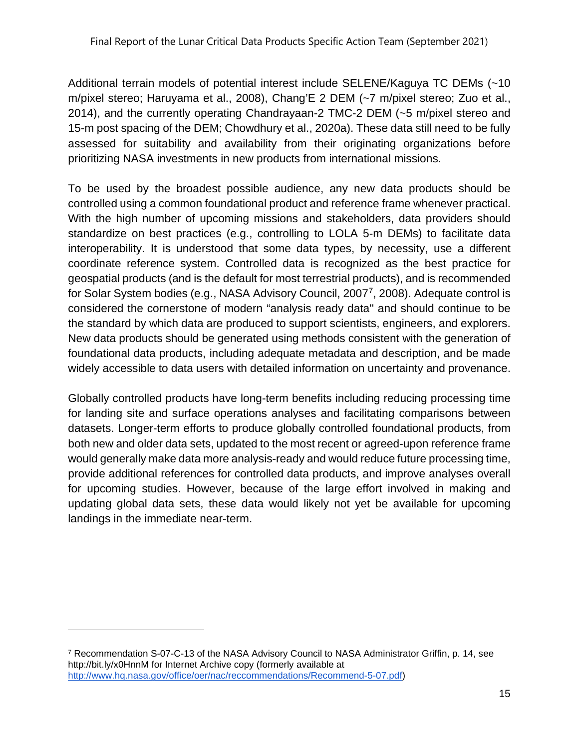Additional terrain models of potential interest include SELENE/Kaguya TC DEMs (~10 m/pixel stereo; Haruyama et al., 2008), Chang'E 2 DEM (~7 m/pixel stereo; Zuo et al., 2014), and the currently operating Chandrayaan-2 TMC-2 DEM (~5 m/pixel stereo and 15-m post spacing of the DEM; Chowdhury et al., 2020a). These data still need to be fully assessed for suitability and availability from their originating organizations before prioritizing NASA investments in new products from international missions.

To be used by the broadest possible audience, any new data products should be controlled using a common foundational product and reference frame whenever practical. With the high number of upcoming missions and stakeholders, data providers should standardize on best practices (e.g., controlling to LOLA 5-m DEMs) to facilitate data interoperability. It is understood that some data types, by necessity, use a different coordinate reference system. Controlled data is recognized as the best practice for geospatial products (and is the default for most terrestrial products), and is recommended for Solar System bodies (e.g., NASA Advisory Council, 2007[7], 2008). Adequate control is considered the cornerstone of modern "analysis ready data" and should continue to be the standard by which data are produced to support scientists, engineers, and explorers. New data products should be generated using methods consistent with the generation of foundational data products, including adequate metadata and description, and be made widely accessible to data users with detailed information on uncertainty and provenance.

Globally controlled products have long-term benefits including reducing processing time for landing site and surface operations analyses and facilitating comparisons between datasets. Longer-term efforts to produce globally controlled foundational products, from both new and older data sets, updated to the most recent or agreed-upon reference frame would generally make data more analysis-ready and would reduce future processing time, provide additional references for controlled data products, and improve analyses overall for upcoming studies. However, because of the large effort involved in making and updating global data sets, these data would likely not yet be available for upcoming landings in the immediate near-term.

---

[7] Recommendation S-07-C-13 of the NASA Advisory Council to NASA Administrator Griffin, p. 14, see http://bit.ly/x0HnnM for Internet Archive copy (formerly available at http://www.hq.nasa.gov/office/oer/nac/reccommendations/Recommend-5-07.pdf)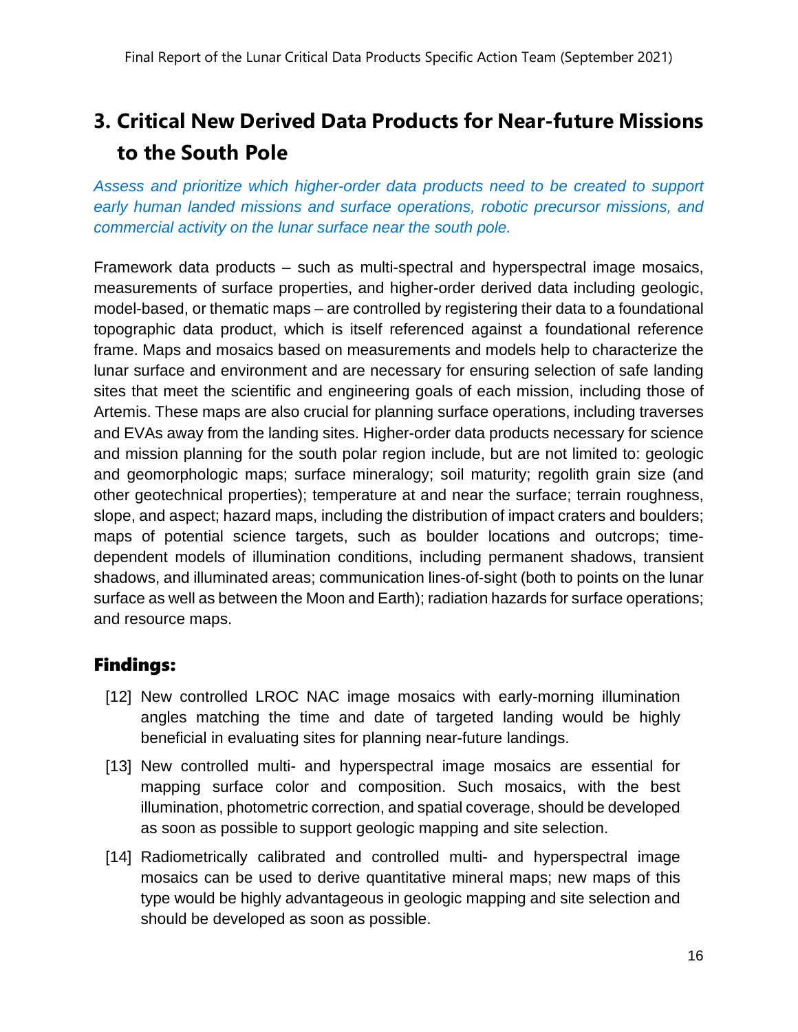# 3. Critical New Derived Data Products for Near-future Missions to the South Pole

*Assess and prioritize which higher-order data products need to be created to support early human landed missions and surface operations, robotic precursor missions, and commercial activity on the lunar surface near the south pole.*

Framework data products – such as multi-spectral and hyperspectral image mosaics, measurements of surface properties, and higher-order derived data including geologic, model-based, or thematic maps – are controlled by registering their data to a foundational topographic data product, which is itself referenced against a foundational reference frame. Maps and mosaics based on measurements and models help to characterize the lunar surface and environment and are necessary for ensuring selection of safe landing sites that meet the scientific and engineering goals of each mission, including those of Artemis. These maps are also crucial for planning surface operations, including traverses and EVAs away from the landing sites. Higher-order data products necessary for science and mission planning for the south polar region include, but are not limited to: geologic and geomorphologic maps; surface mineralogy; soil maturity; regolith grain size (and other geotechnical properties); temperature at and near the surface; terrain roughness, slope, and aspect; hazard maps, including the distribution of impact craters and boulders; maps of potential science targets, such as boulder locations and outcrops; time-dependent models of illumination conditions, including permanent shadows, transient shadows, and illuminated areas; communication lines-of-sight (both to points on the lunar surface as well as between the Moon and Earth); radiation hazards for surface operations; and resource maps.

## Findings:

[12] New controlled LROC NAC image mosaics with early-morning illumination angles matching the time and date of targeted landing would be highly beneficial in evaluating sites for planning near-future landings.

[13] New controlled multi- and hyperspectral image mosaics are essential for mapping surface color and composition. Such mosaics, with the best illumination, photometric correction, and spatial coverage, should be developed as soon as possible to support geologic mapping and site selection.

[14] Radiometrically calibrated and controlled multi- and hyperspectral image mosaics can be used to derive quantitative mineral maps; new maps of this type would be highly advantageous in geologic mapping and site selection and should be developed as soon as possible.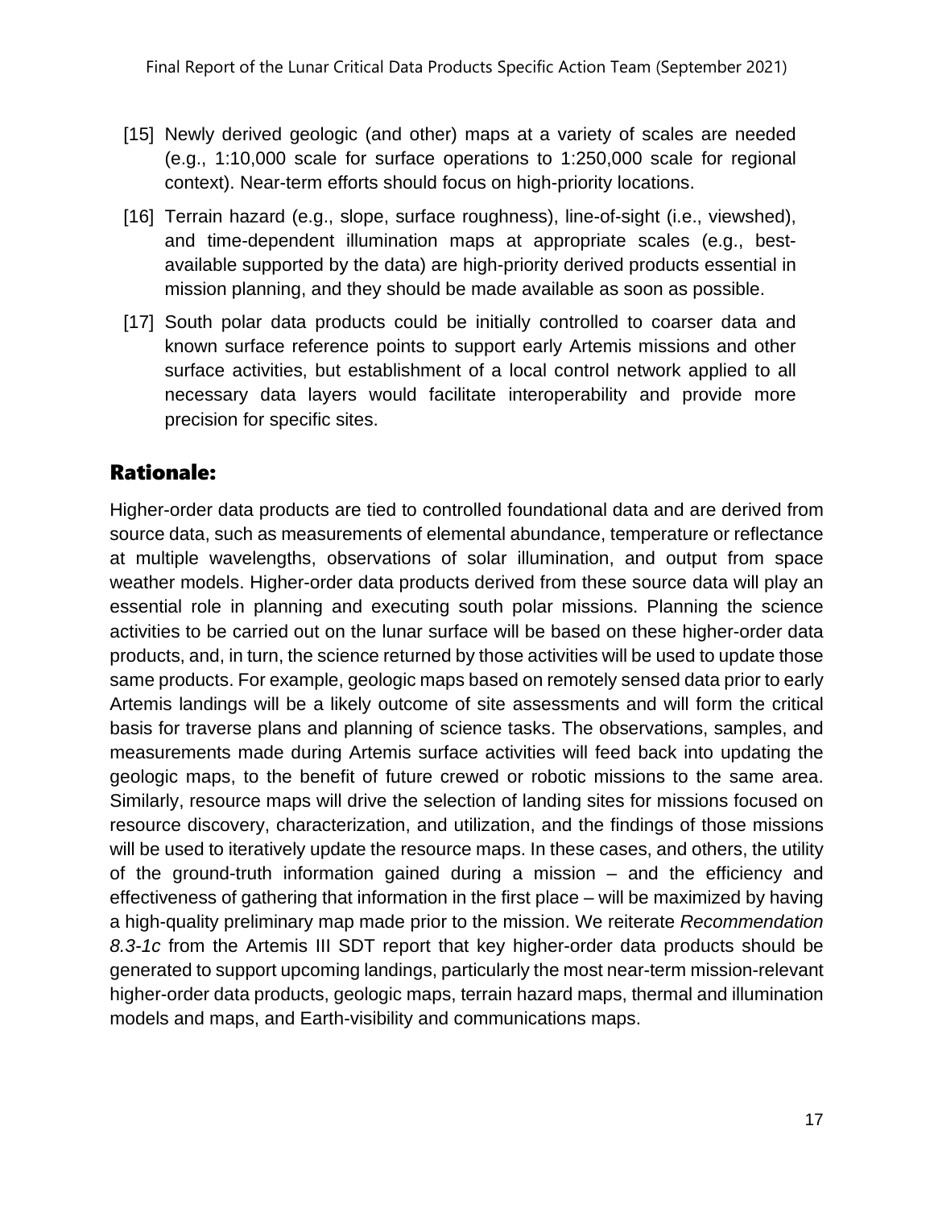[15] Newly derived geologic (and other) maps at a variety of scales are needed (e.g., 1:10,000 scale for surface operations to 1:250,000 scale for regional context). Near-term efforts should focus on high-priority locations.

[16] Terrain hazard (e.g., slope, surface roughness), line-of-sight (i.e., viewshed), and time-dependent illumination maps at appropriate scales (e.g., best-available supported by the data) are high-priority derived products essential in mission planning, and they should be made available as soon as possible.

[17] South polar data products could be initially controlled to coarser data and known surface reference points to support early Artemis missions and other surface activities, but establishment of a local control network applied to all necessary data layers would facilitate interoperability and provide more precision for specific sites.

## Rationale:

Higher-order data products are tied to controlled foundational data and are derived from source data, such as measurements of elemental abundance, temperature or reflectance at multiple wavelengths, observations of solar illumination, and output from space weather models. Higher-order data products derived from these source data will play an essential role in planning and executing south polar missions. Planning the science activities to be carried out on the lunar surface will be based on these higher-order data products, and, in turn, the science returned by those activities will be used to update those same products. For example, geologic maps based on remotely sensed data prior to early Artemis landings will be a likely outcome of site assessments and will form the critical basis for traverse plans and planning of science tasks. The observations, samples, and measurements made during Artemis surface activities will feed back into updating the geologic maps, to the benefit of future crewed or robotic missions to the same area. Similarly, resource maps will drive the selection of landing sites for missions focused on resource discovery, characterization, and utilization, and the findings of those missions will be used to iteratively update the resource maps. In these cases, and others, the utility of the ground-truth information gained during a mission – and the efficiency and effectiveness of gathering that information in the first place – will be maximized by having a high-quality preliminary map made prior to the mission. We reiterate *Recommendation 8.3-1c* from the Artemis III SDT report that key higher-order data products should be generated to support upcoming landings, particularly the most near-term mission-relevant higher-order data products, geologic maps, terrain hazard maps, thermal and illumination models and maps, and Earth-visibility and communications maps.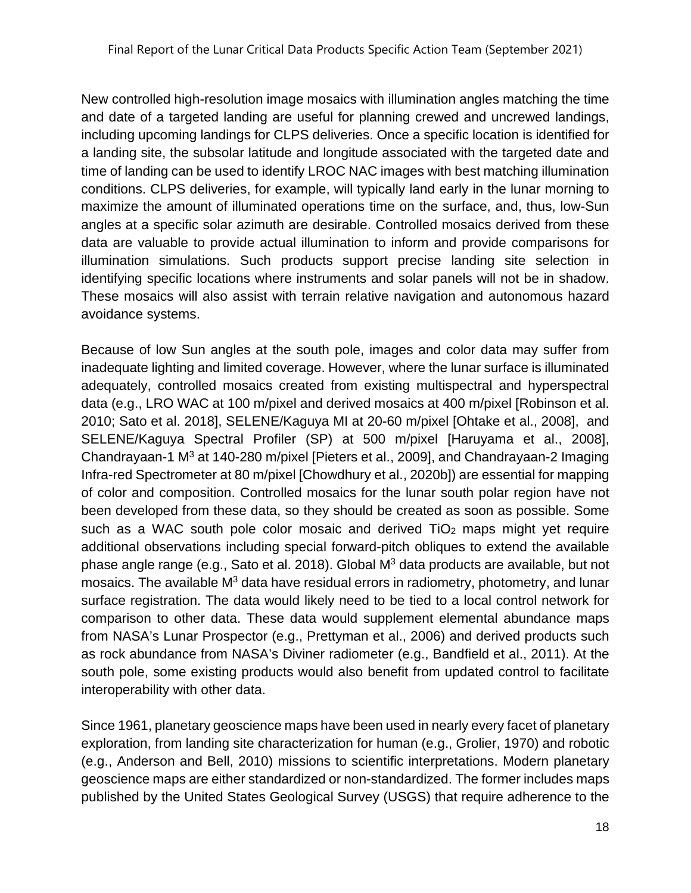New controlled high-resolution image mosaics with illumination angles matching the time and date of a targeted landing are useful for planning crewed and uncrewed landings, including upcoming landings for CLPS deliveries. Once a specific location is identified for a landing site, the subsolar latitude and longitude associated with the targeted date and time of landing can be used to identify LROC NAC images with best matching illumination conditions. CLPS deliveries, for example, will typically land early in the lunar morning to maximize the amount of illuminated operations time on the surface, and, thus, low-Sun angles at a specific solar azimuth are desirable. Controlled mosaics derived from these data are valuable to provide actual illumination to inform and provide comparisons for illumination simulations. Such products support precise landing site selection in identifying specific locations where instruments and solar panels will not be in shadow. These mosaics will also assist with terrain relative navigation and autonomous hazard avoidance systems.

Because of low Sun angles at the south pole, images and color data may suffer from inadequate lighting and limited coverage. However, where the lunar surface is illuminated adequately, controlled mosaics created from existing multispectral and hyperspectral data (e.g., LRO WAC at 100 m/pixel and derived mosaics at 400 m/pixel [Robinson et al. 2010; Sato et al. 2018], SELENE/Kaguya MI at 20-60 m/pixel [Ohtake et al., 2008], and SELENE/Kaguya Spectral Profiler (SP) at 500 m/pixel [Haruyama et al., 2008], Chandrayaan-1 $M^3$ at 140-280 m/pixel [Pieters et al., 2009], and Chandrayaan-2 Imaging Infra-red Spectrometer at 80 m/pixel [Chowdhury et al., 2020b]) are essential for mapping of color and composition. Controlled mosaics for the lunar south polar region have not been developed from these data, so they should be created as soon as possible. Some such as a WAC south pole color mosaic and derived $TiO_2$ maps might yet require additional observations including special forward-pitch obliques to extend the available phase angle range (e.g., Sato et al. 2018). Global $M^3$ data products are available, but not mosaics. The available $M^3$ data have residual errors in radiometry, photometry, and lunar surface registration. The data would likely need to be tied to a local control network for comparison to other data. These data would supplement elemental abundance maps from NASA's Lunar Prospector (e.g., Prettyman et al., 2006) and derived products such as rock abundance from NASA's Diviner radiometer (e.g., Bandfield et al., 2011). At the south pole, some existing products would also benefit from updated control to facilitate interoperability with other data.

Since 1961, planetary geoscience maps have been used in nearly every facet of planetary exploration, from landing site characterization for human (e.g., Grolier, 1970) and robotic (e.g., Anderson and Bell, 2010) missions to scientific interpretations. Modern planetary geoscience maps are either standardized or non-standardized. The former includes maps published by the United States Geological Survey (USGS) that require adherence to the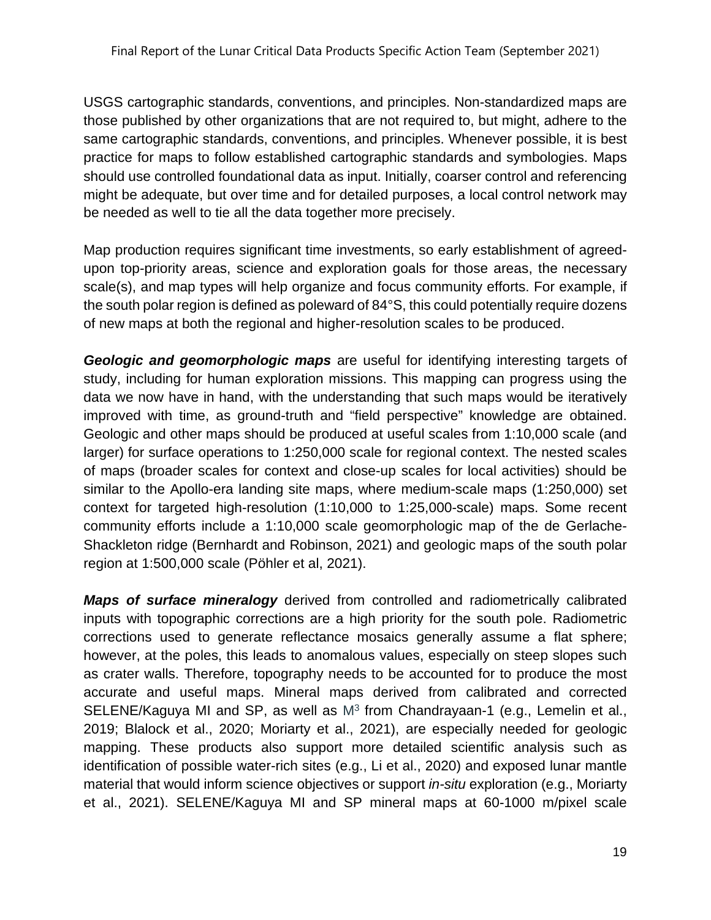USGS cartographic standards, conventions, and principles. Non-standardized maps are those published by other organizations that are not required to, but might, adhere to the same cartographic standards, conventions, and principles. Whenever possible, it is best practice for maps to follow established cartographic standards and symbologies. Maps should use controlled foundational data as input. Initially, coarser control and referencing might be adequate, but over time and for detailed purposes, a local control network may be needed as well to tie all the data together more precisely.

Map production requires significant time investments, so early establishment of agreed-upon top-priority areas, science and exploration goals for those areas, the necessary scale(s), and map types will help organize and focus community efforts. For example, if the south polar region is defined as poleward of 84°S, this could potentially require dozens of new maps at both the regional and higher-resolution scales to be produced.

***Geologic and geomorphologic maps*** are useful for identifying interesting targets of study, including for human exploration missions. This mapping can progress using the data we now have in hand, with the understanding that such maps would be iteratively improved with time, as ground-truth and "field perspective" knowledge are obtained. Geologic and other maps should be produced at useful scales from 1:10,000 scale (and larger) for surface operations to 1:250,000 scale for regional context. The nested scales of maps (broader scales for context and close-up scales for local activities) should be similar to the Apollo-era landing site maps, where medium-scale maps (1:250,000) set context for targeted high-resolution (1:10,000 to 1:25,000-scale) maps. Some recent community efforts include a 1:10,000 scale geomorphologic map of the de Gerlache-Shackleton ridge (Bernhardt and Robinson, 2021) and geologic maps of the south polar region at 1:500,000 scale (Pöhler et al, 2021).

***Maps of surface mineralogy*** derived from controlled and radiometrically calibrated inputs with topographic corrections are a high priority for the south pole. Radiometric corrections used to generate reflectance mosaics generally assume a flat sphere; however, at the poles, this leads to anomalous values, especially on steep slopes such as crater walls. Therefore, topography needs to be accounted for to produce the most accurate and useful maps. Mineral maps derived from calibrated and corrected SELENE/Kaguya MI and SP, as well as $M^3$ from Chandrayaan-1 (e.g., Lemelin et al., 2019; Blalock et al., 2020; Moriarty et al., 2021), are especially needed for geologic mapping. These products also support more detailed scientific analysis such as identification of possible water-rich sites (e.g., Li et al., 2020) and exposed lunar mantle material that would inform science objectives or support *in-situ* exploration (e.g., Moriarty et al., 2021). SELENE/Kaguya MI and SP mineral maps at 60-1000 m/pixel scale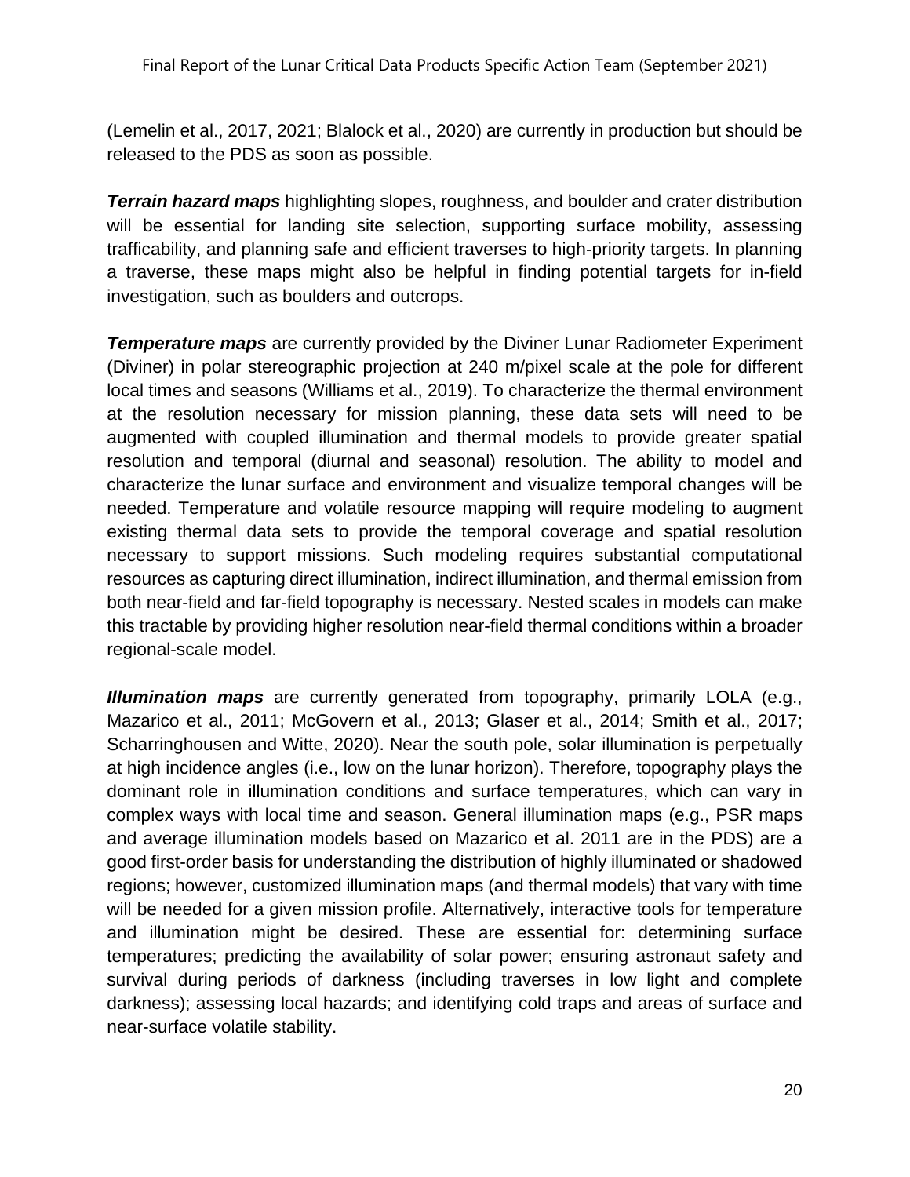(Lemelin et al., 2017, 2021; Blalock et al., 2020) are currently in production but should be released to the PDS as soon as possible.

***Terrain hazard maps*** highlighting slopes, roughness, and boulder and crater distribution will be essential for landing site selection, supporting surface mobility, assessing trafficability, and planning safe and efficient traverses to high-priority targets. In planning a traverse, these maps might also be helpful in finding potential targets for in-field investigation, such as boulders and outcrops.

***Temperature maps*** are currently provided by the Diviner Lunar Radiometer Experiment (Diviner) in polar stereographic projection at 240 m/pixel scale at the pole for different local times and seasons (Williams et al., 2019). To characterize the thermal environment at the resolution necessary for mission planning, these data sets will need to be augmented with coupled illumination and thermal models to provide greater spatial resolution and temporal (diurnal and seasonal) resolution. The ability to model and characterize the lunar surface and environment and visualize temporal changes will be needed. Temperature and volatile resource mapping will require modeling to augment existing thermal data sets to provide the temporal coverage and spatial resolution necessary to support missions. Such modeling requires substantial computational resources as capturing direct illumination, indirect illumination, and thermal emission from both near-field and far-field topography is necessary. Nested scales in models can make this tractable by providing higher resolution near-field thermal conditions within a broader regional-scale model.

***Illumination maps*** are currently generated from topography, primarily LOLA (e.g., Mazarico et al., 2011; McGovern et al., 2013; Glaser et al., 2014; Smith et al., 2017; Scharringhousen and Witte, 2020). Near the south pole, solar illumination is perpetually at high incidence angles (i.e., low on the lunar horizon). Therefore, topography plays the dominant role in illumination conditions and surface temperatures, which can vary in complex ways with local time and season. General illumination maps (e.g., PSR maps and average illumination models based on Mazarico et al. 2011 are in the PDS) are a good first-order basis for understanding the distribution of highly illuminated or shadowed regions; however, customized illumination maps (and thermal models) that vary with time will be needed for a given mission profile. Alternatively, interactive tools for temperature and illumination might be desired. These are essential for: determining surface temperatures; predicting the availability of solar power; ensuring astronaut safety and survival during periods of darkness (including traverses in low light and complete darkness); assessing local hazards; and identifying cold traps and areas of surface and near-surface volatile stability.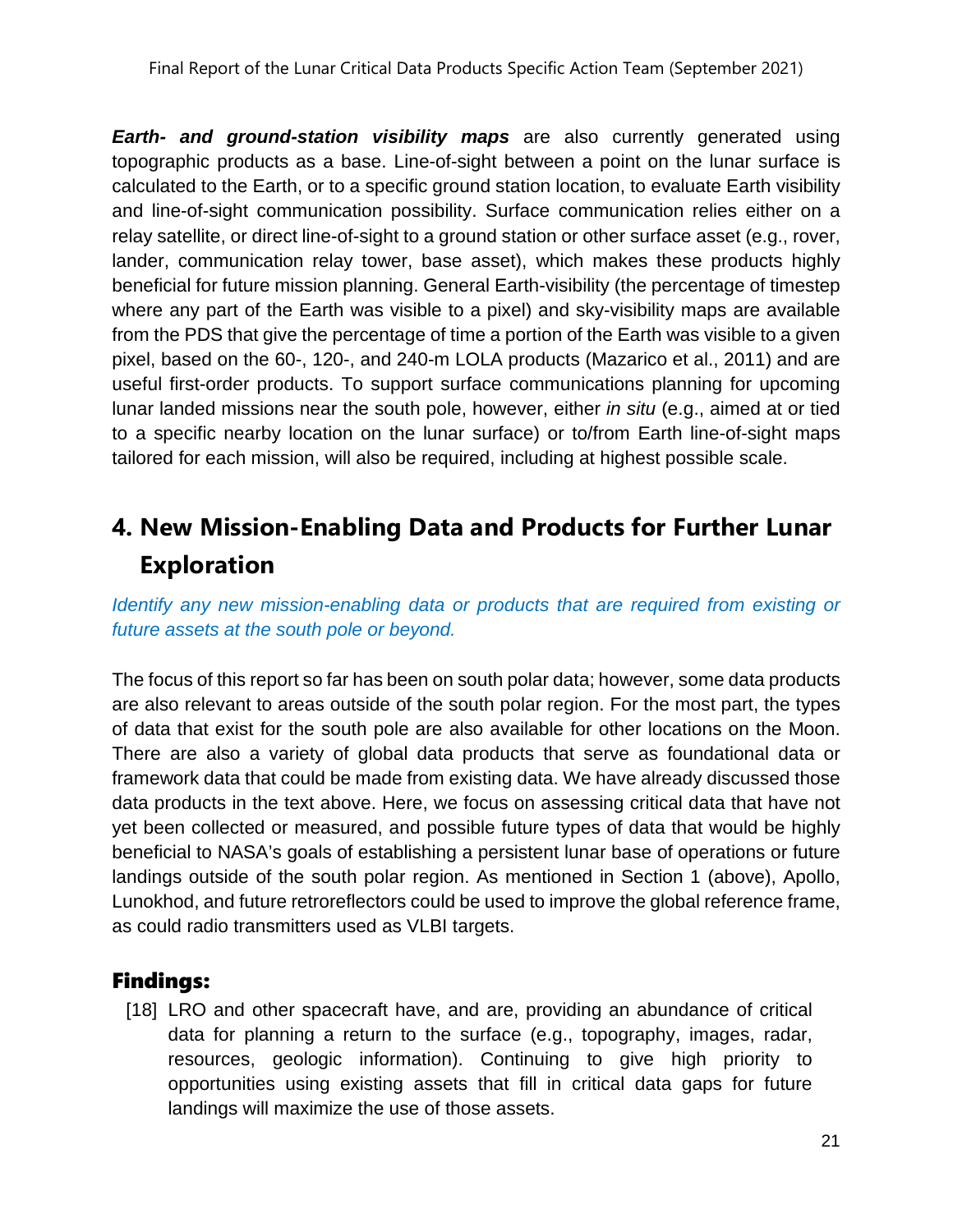***Earth- and ground-station visibility maps*** are also currently generated using topographic products as a base. Line-of-sight between a point on the lunar surface is calculated to the Earth, or to a specific ground station location, to evaluate Earth visibility and line-of-sight communication possibility. Surface communication relies either on a relay satellite, or direct line-of-sight to a ground station or other surface asset (e.g., rover, lander, communication relay tower, base asset), which makes these products highly beneficial for future mission planning. General Earth-visibility (the percentage of timestep where any part of the Earth was visible to a pixel) and sky-visibility maps are available from the PDS that give the percentage of time a portion of the Earth was visible to a given pixel, based on the 60-, 120-, and 240-m LOLA products (Mazarico et al., 2011) and are useful first-order products. To support surface communications planning for upcoming lunar landed missions near the south pole, however, either *in situ* (e.g., aimed at or tied to a specific nearby location on the lunar surface) or to/from Earth line-of-sight maps tailored for each mission, will also be required, including at highest possible scale.

# 4. New Mission-Enabling Data and Products for Further Lunar Exploration

*Identify any new mission-enabling data or products that are required from existing or future assets at the south pole or beyond.*

The focus of this report so far has been on south polar data; however, some data products are also relevant to areas outside of the south polar region. For the most part, the types of data that exist for the south pole are also available for other locations on the Moon. There are also a variety of global data products that serve as foundational data or framework data that could be made from existing data. We have already discussed those data products in the text above. Here, we focus on assessing critical data that have not yet been collected or measured, and possible future types of data that would be highly beneficial to NASA's goals of establishing a persistent lunar base of operations or future landings outside of the south polar region. As mentioned in Section 1 (above), Apollo, Lunokhod, and future retroreflectors could be used to improve the global reference frame, as could radio transmitters used as VLBI targets.

## Findings:

[18] LRO and other spacecraft have, and are, providing an abundance of critical data for planning a return to the surface (e.g., topography, images, radar, resources, geologic information). Continuing to give high priority to opportunities using existing assets that fill in critical data gaps for future landings will maximize the use of those assets.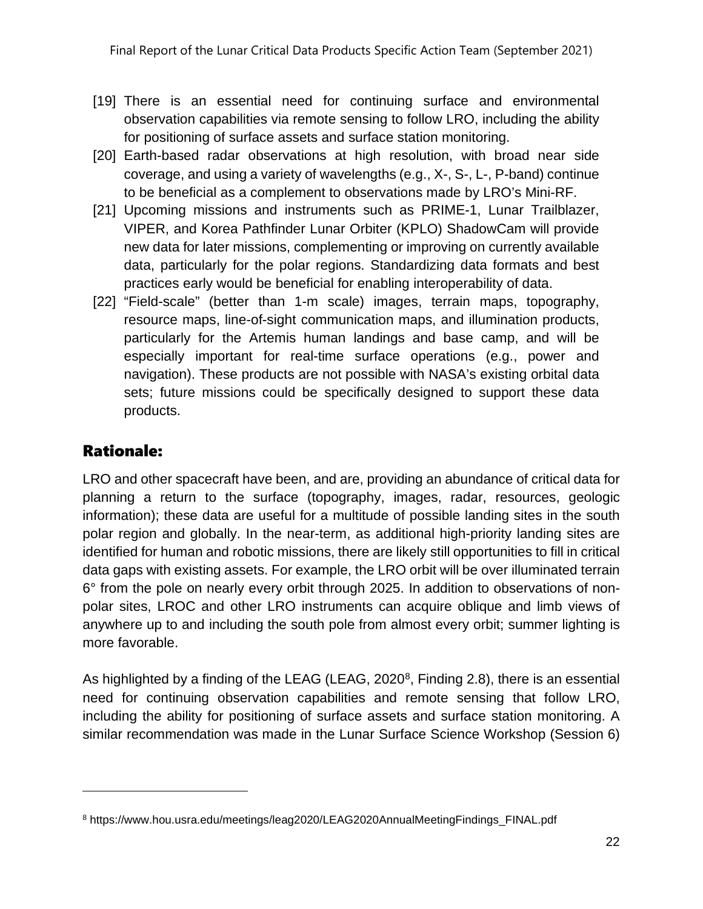[19] There is an essential need for continuing surface and environmental observation capabilities via remote sensing to follow LRO, including the ability for positioning of surface assets and surface station monitoring.

[20] Earth-based radar observations at high resolution, with broad near side coverage, and using a variety of wavelengths (e.g., X-, S-, L-, P-band) continue to be beneficial as a complement to observations made by LRO's Mini-RF.

[21] Upcoming missions and instruments such as PRIME-1, Lunar Trailblazer, VIPER, and Korea Pathfinder Lunar Orbiter (KPLO) ShadowCam will provide new data for later missions, complementing or improving on currently available data, particularly for the polar regions. Standardizing data formats and best practices early would be beneficial for enabling interoperability of data.

[22] "Field-scale" (better than 1-m scale) images, terrain maps, topography, resource maps, line-of-sight communication maps, and illumination products, particularly for the Artemis human landings and base camp, and will be especially important for real-time surface operations (e.g., power and navigation). These products are not possible with NASA's existing orbital data sets; future missions could be specifically designed to support these data products.

## Rationale:

LRO and other spacecraft have been, and are, providing an abundance of critical data for planning a return to the surface (topography, images, radar, resources, geologic information); these data are useful for a multitude of possible landing sites in the south polar region and globally. In the near-term, as additional high-priority landing sites are identified for human and robotic missions, there are likely still opportunities to fill in critical data gaps with existing assets. For example, the LRO orbit will be over illuminated terrain 6° from the pole on nearly every orbit through 2025. In addition to observations of non-polar sites, LROC and other LRO instruments can acquire oblique and limb views of anywhere up to and including the south pole from almost every orbit; summer lighting is more favorable.

As highlighted by a finding of the LEAG (LEAG, 2020[8], Finding 2.8), there is an essential need for continuing observation capabilities and remote sensing that follow LRO, including the ability for positioning of surface assets and surface station monitoring. A similar recommendation was made in the Lunar Surface Science Workshop (Session 6)

[8] https://www.hou.usra.edu/meetings/leag2020/LEAG2020AnnualMeetingFindings_FINAL.pdf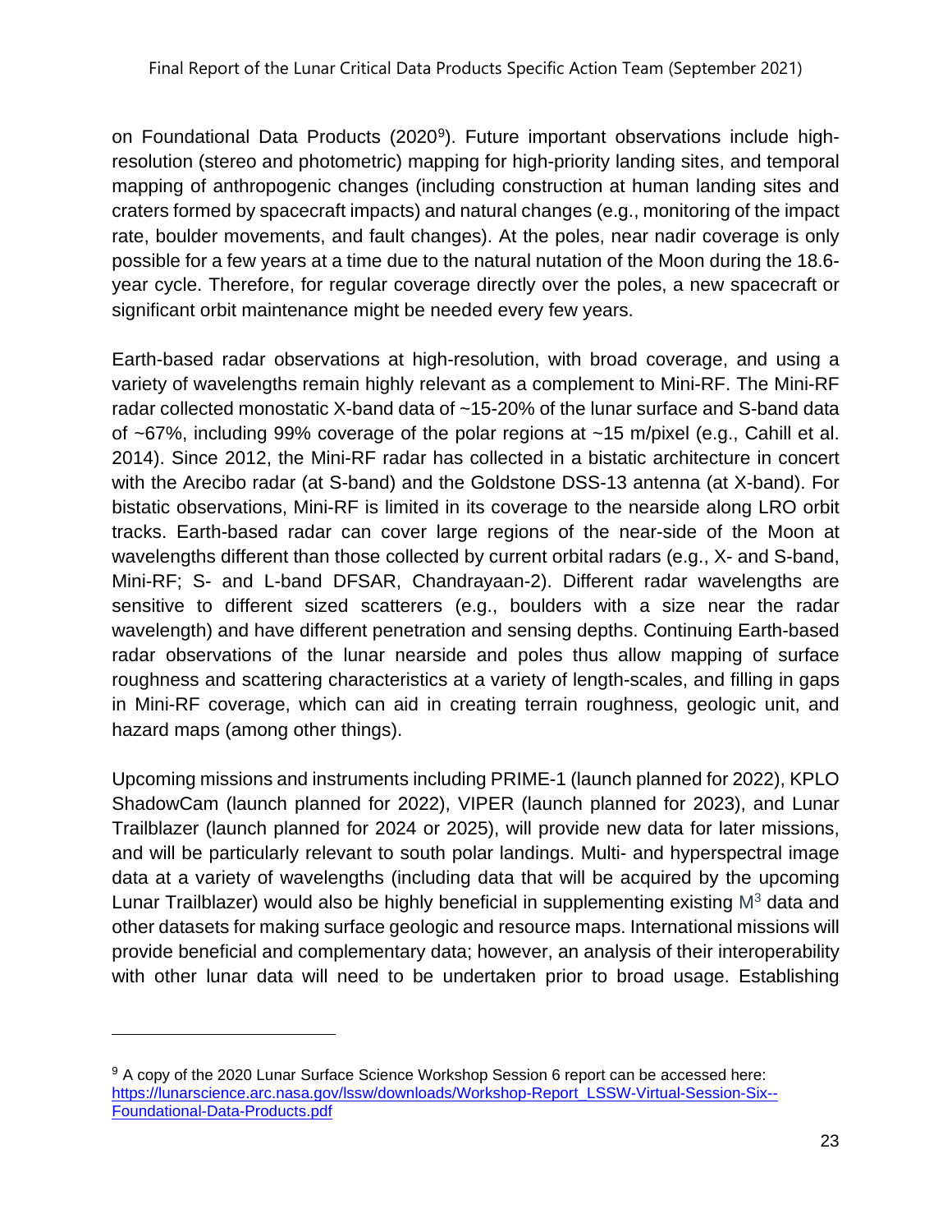on Foundational Data Products (2020[9]). Future important observations include high-resolution (stereo and photometric) mapping for high-priority landing sites, and temporal mapping of anthropogenic changes (including construction at human landing sites and craters formed by spacecraft impacts) and natural changes (e.g., monitoring of the impact rate, boulder movements, and fault changes). At the poles, near nadir coverage is only possible for a few years at a time due to the natural nutation of the Moon during the 18.6-year cycle. Therefore, for regular coverage directly over the poles, a new spacecraft or significant orbit maintenance might be needed every few years.

Earth-based radar observations at high-resolution, with broad coverage, and using a variety of wavelengths remain highly relevant as a complement to Mini-RF. The Mini-RF radar collected monostatic X-band data of ~15-20% of the lunar surface and S-band data of ~67%, including 99% coverage of the polar regions at ~15 m/pixel (e.g., Cahill et al. 2014). Since 2012, the Mini-RF radar has collected in a bistatic architecture in concert with the Arecibo radar (at S-band) and the Goldstone DSS-13 antenna (at X-band). For bistatic observations, Mini-RF is limited in its coverage to the nearside along LRO orbit tracks. Earth-based radar can cover large regions of the near-side of the Moon at wavelengths different than those collected by current orbital radars (e.g., X- and S-band, Mini-RF; S- and L-band DFSAR, Chandrayaan-2). Different radar wavelengths are sensitive to different sized scatterers (e.g., boulders with a size near the radar wavelength) and have different penetration and sensing depths. Continuing Earth-based radar observations of the lunar nearside and poles thus allow mapping of surface roughness and scattering characteristics at a variety of length-scales, and filling in gaps in Mini-RF coverage, which can aid in creating terrain roughness, geologic unit, and hazard maps (among other things).

Upcoming missions and instruments including PRIME-1 (launch planned for 2022), KPLO ShadowCam (launch planned for 2022), VIPER (launch planned for 2023), and Lunar Trailblazer (launch planned for 2024 or 2025), will provide new data for later missions, and will be particularly relevant to south polar landings. Multi- and hyperspectral image data at a variety of wavelengths (including data that will be acquired by the upcoming Lunar Trailblazer) would also be highly beneficial in supplementing existing $M^3$ data and other datasets for making surface geologic and resource maps. International missions will provide beneficial and complementary data; however, an analysis of their interoperability with other lunar data will need to be undertaken prior to broad usage. Establishing

---

[9] A copy of the 2020 Lunar Surface Science Workshop Session 6 report can be accessed here: https://lunarscience.arc.nasa.gov/lssw/downloads/Workshop-Report_LSSW-Virtual-Session-Six--Foundational-Data-Products.pdf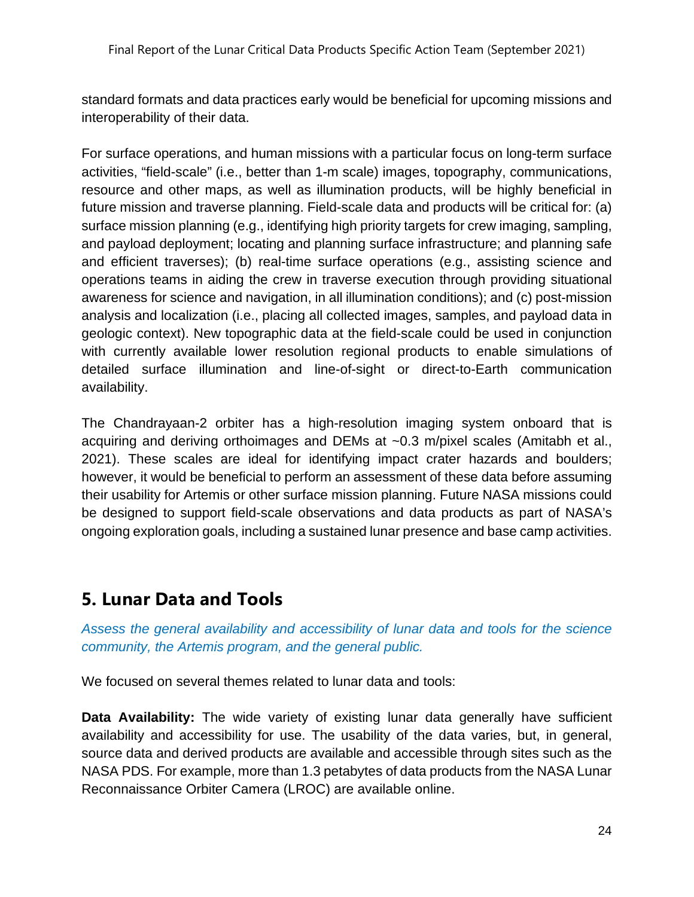standard formats and data practices early would be beneficial for upcoming missions and interoperability of their data.

For surface operations, and human missions with a particular focus on long-term surface activities, "field-scale" (i.e., better than 1-m scale) images, topography, communications, resource and other maps, as well as illumination products, will be highly beneficial in future mission and traverse planning. Field-scale data and products will be critical for: (a) surface mission planning (e.g., identifying high priority targets for crew imaging, sampling, and payload deployment; locating and planning surface infrastructure; and planning safe and efficient traverses); (b) real-time surface operations (e.g., assisting science and operations teams in aiding the crew in traverse execution through providing situational awareness for science and navigation, in all illumination conditions); and (c) post-mission analysis and localization (i.e., placing all collected images, samples, and payload data in geologic context). New topographic data at the field-scale could be used in conjunction with currently available lower resolution regional products to enable simulations of detailed surface illumination and line-of-sight or direct-to-Earth communication availability.

The Chandrayaan-2 orbiter has a high-resolution imaging system onboard that is acquiring and deriving orthoimages and DEMs at ~0.3 m/pixel scales (Amitabh et al., 2021). These scales are ideal for identifying impact crater hazards and boulders; however, it would be beneficial to perform an assessment of these data before assuming their usability for Artemis or other surface mission planning. Future NASA missions could be designed to support field-scale observations and data products as part of NASA's ongoing exploration goals, including a sustained lunar presence and base camp activities.

## 5. Lunar Data and Tools

*Assess the general availability and accessibility of lunar data and tools for the science community, the Artemis program, and the general public.*

We focused on several themes related to lunar data and tools:

**Data Availability:** The wide variety of existing lunar data generally have sufficient availability and accessibility for use. The usability of the data varies, but, in general, source data and derived products are available and accessible through sites such as the NASA PDS. For example, more than 1.3 petabytes of data products from the NASA Lunar Reconnaissance Orbiter Camera (LROC) are available online.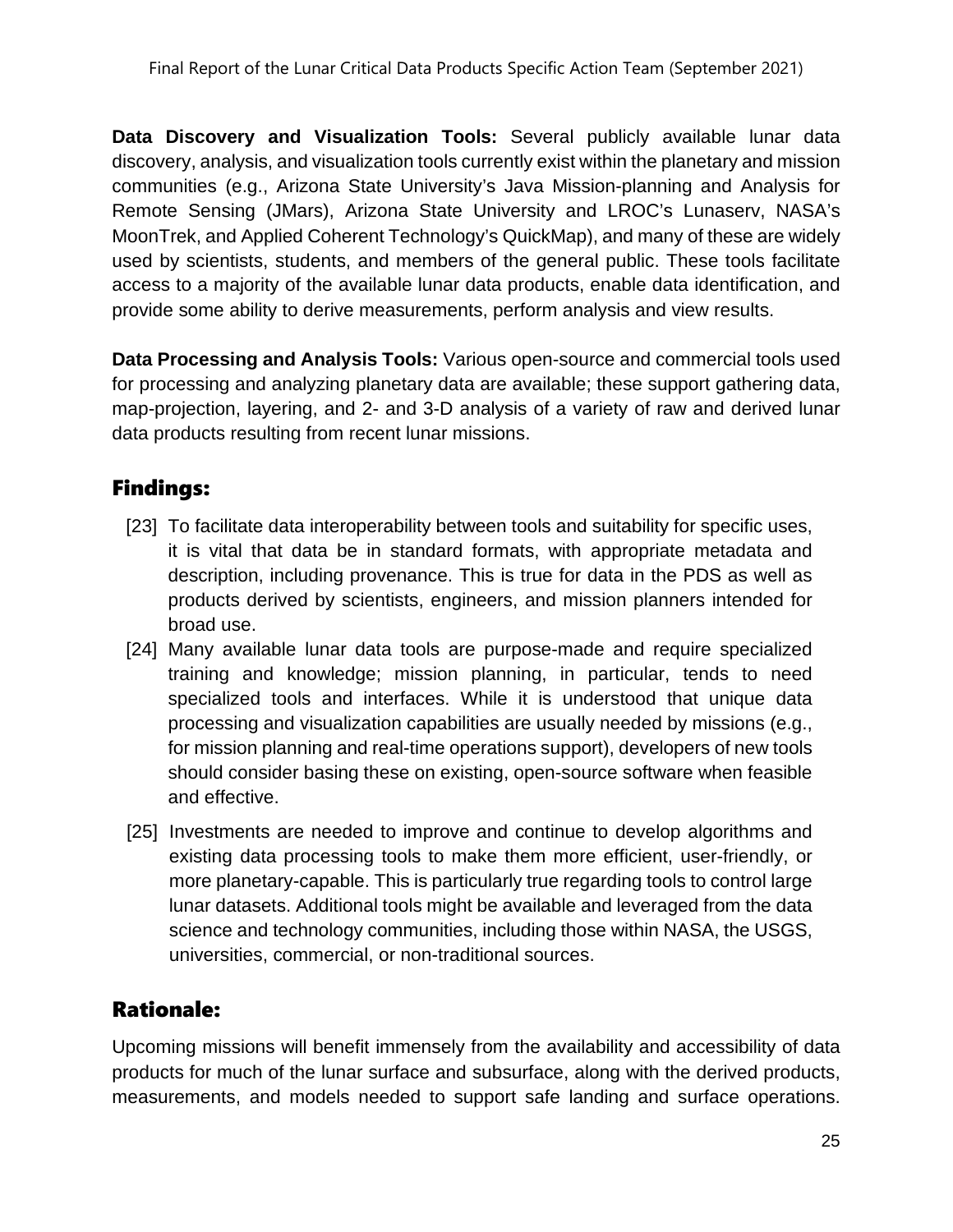**Data Discovery and Visualization Tools:** Several publicly available lunar data discovery, analysis, and visualization tools currently exist within the planetary and mission communities (e.g., Arizona State University's Java Mission-planning and Analysis for Remote Sensing (JMars), Arizona State University and LROC's Lunaserv, NASA's MoonTrek, and Applied Coherent Technology's QuickMap), and many of these are widely used by scientists, students, and members of the general public. These tools facilitate access to a majority of the available lunar data products, enable data identification, and provide some ability to derive measurements, perform analysis and view results.

**Data Processing and Analysis Tools:** Various open-source and commercial tools used for processing and analyzing planetary data are available; these support gathering data, map-projection, layering, and 2- and 3-D analysis of a variety of raw and derived lunar data products resulting from recent lunar missions.

## Findings:

[23] To facilitate data interoperability between tools and suitability for specific uses, it is vital that data be in standard formats, with appropriate metadata and description, including provenance. This is true for data in the PDS as well as products derived by scientists, engineers, and mission planners intended for broad use.

[24] Many available lunar data tools are purpose-made and require specialized training and knowledge; mission planning, in particular, tends to need specialized tools and interfaces. While it is understood that unique data processing and visualization capabilities are usually needed by missions (e.g., for mission planning and real-time operations support), developers of new tools should consider basing these on existing, open-source software when feasible and effective.

[25] Investments are needed to improve and continue to develop algorithms and existing data processing tools to make them more efficient, user-friendly, or more planetary-capable. This is particularly true regarding tools to control large lunar datasets. Additional tools might be available and leveraged from the data science and technology communities, including those within NASA, the USGS, universities, commercial, or non-traditional sources.

## Rationale:

Upcoming missions will benefit immensely from the availability and accessibility of data products for much of the lunar surface and subsurface, along with the derived products, measurements, and models needed to support safe landing and surface operations.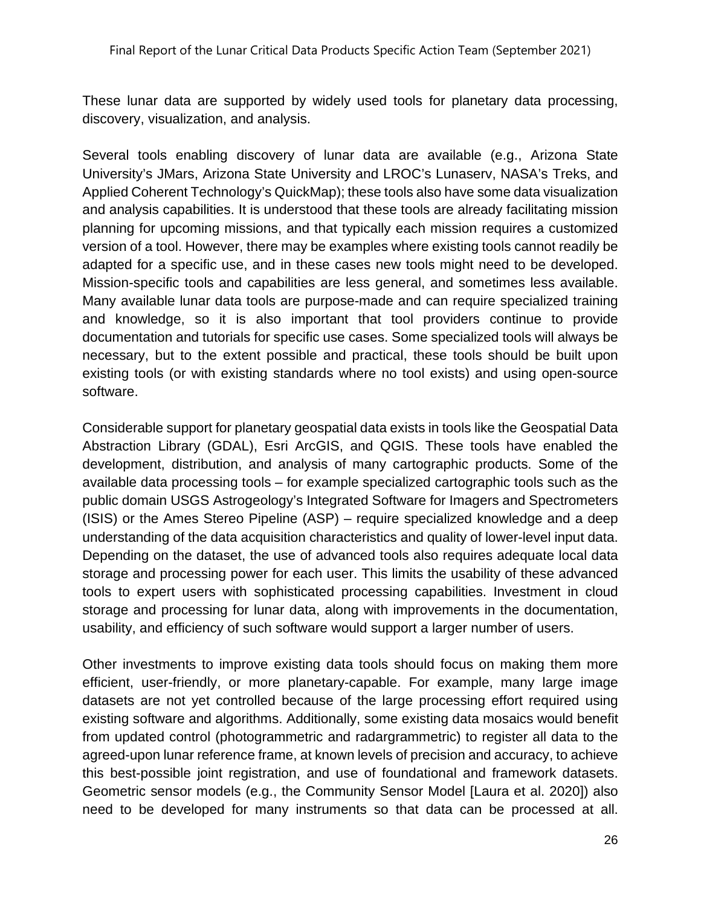These lunar data are supported by widely used tools for planetary data processing, discovery, visualization, and analysis.

Several tools enabling discovery of lunar data are available (e.g., Arizona State University's JMars, Arizona State University and LROC's Lunaserv, NASA's Treks, and Applied Coherent Technology's QuickMap); these tools also have some data visualization and analysis capabilities. It is understood that these tools are already facilitating mission planning for upcoming missions, and that typically each mission requires a customized version of a tool. However, there may be examples where existing tools cannot readily be adapted for a specific use, and in these cases new tools might need to be developed. Mission-specific tools and capabilities are less general, and sometimes less available. Many available lunar data tools are purpose-made and can require specialized training and knowledge, so it is also important that tool providers continue to provide documentation and tutorials for specific use cases. Some specialized tools will always be necessary, but to the extent possible and practical, these tools should be built upon existing tools (or with existing standards where no tool exists) and using open-source software.

Considerable support for planetary geospatial data exists in tools like the Geospatial Data Abstraction Library (GDAL), Esri ArcGIS, and QGIS. These tools have enabled the development, distribution, and analysis of many cartographic products. Some of the available data processing tools – for example specialized cartographic tools such as the public domain USGS Astrogeology's Integrated Software for Imagers and Spectrometers (ISIS) or the Ames Stereo Pipeline (ASP) – require specialized knowledge and a deep understanding of the data acquisition characteristics and quality of lower-level input data. Depending on the dataset, the use of advanced tools also requires adequate local data storage and processing power for each user. This limits the usability of these advanced tools to expert users with sophisticated processing capabilities. Investment in cloud storage and processing for lunar data, along with improvements in the documentation, usability, and efficiency of such software would support a larger number of users.

Other investments to improve existing data tools should focus on making them more efficient, user-friendly, or more planetary-capable. For example, many large image datasets are not yet controlled because of the large processing effort required using existing software and algorithms. Additionally, some existing data mosaics would benefit from updated control (photogrammetric and radargrammetric) to register all data to the agreed-upon lunar reference frame, at known levels of precision and accuracy, to achieve this best-possible joint registration, and use of foundational and framework datasets. Geometric sensor models (e.g., the Community Sensor Model [Laura et al. 2020]) also need to be developed for many instruments so that data can be processed at all.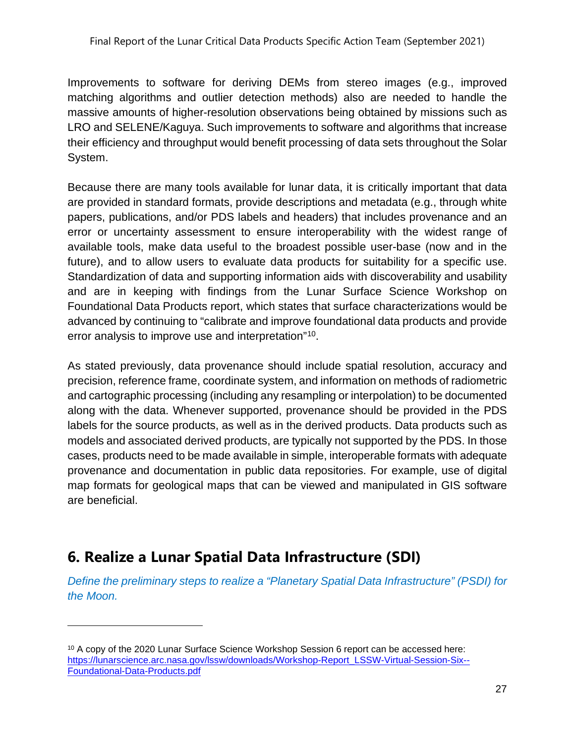Improvements to software for deriving DEMs from stereo images (e.g., improved matching algorithms and outlier detection methods) also are needed to handle the massive amounts of higher-resolution observations being obtained by missions such as LRO and SELENE/Kaguya. Such improvements to software and algorithms that increase their efficiency and throughput would benefit processing of data sets throughout the Solar System.

Because there are many tools available for lunar data, it is critically important that data are provided in standard formats, provide descriptions and metadata (e.g., through white papers, publications, and/or PDS labels and headers) that includes provenance and an error or uncertainty assessment to ensure interoperability with the widest range of available tools, make data useful to the broadest possible user-base (now and in the future), and to allow users to evaluate data products for suitability for a specific use. Standardization of data and supporting information aids with discoverability and usability and are in keeping with findings from the Lunar Surface Science Workshop on Foundational Data Products report, which states that surface characterizations would be advanced by continuing to "calibrate and improve foundational data products and provide error analysis to improve use and interpretation"[10].

As stated previously, data provenance should include spatial resolution, accuracy and precision, reference frame, coordinate system, and information on methods of radiometric and cartographic processing (including any resampling or interpolation) to be documented along with the data. Whenever supported, provenance should be provided in the PDS labels for the source products, as well as in the derived products. Data products such as models and associated derived products, are typically not supported by the PDS. In those cases, products need to be made available in simple, interoperable formats with adequate provenance and documentation in public data repositories. For example, use of digital map formats for geological maps that can be viewed and manipulated in GIS software are beneficial.

## 6. Realize a Lunar Spatial Data Infrastructure (SDI)

*Define the preliminary steps to realize a "Planetary Spatial Data Infrastructure" (PSDI) for the Moon.*

---

[10] A copy of the 2020 Lunar Surface Science Workshop Session 6 report can be accessed here: https://lunarscience.arc.nasa.gov/lssw/downloads/Workshop-Report_LSSW-Virtual-Session-Six--Foundational-Data-Products.pdf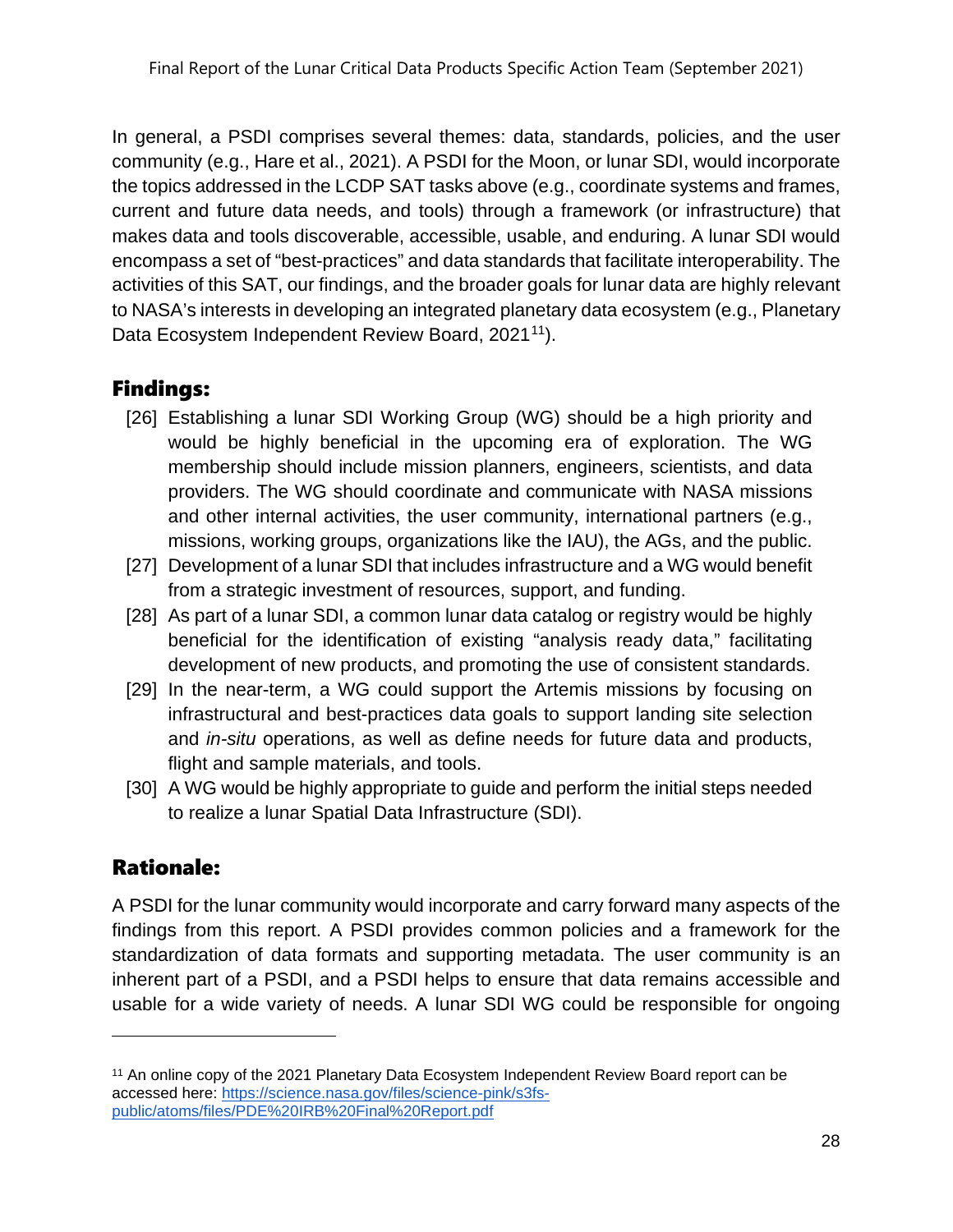In general, a PSDI comprises several themes: data, standards, policies, and the user community (e.g., Hare et al., 2021). A PSDI for the Moon, or lunar SDI, would incorporate the topics addressed in the LCDP SAT tasks above (e.g., coordinate systems and frames, current and future data needs, and tools) through a framework (or infrastructure) that makes data and tools discoverable, accessible, usable, and enduring. A lunar SDI would encompass a set of "best-practices" and data standards that facilitate interoperability. The activities of this SAT, our findings, and the broader goals for lunar data are highly relevant to NASA's interests in developing an integrated planetary data ecosystem (e.g., Planetary Data Ecosystem Independent Review Board, 2021[11]).

## Findings:

[26] Establishing a lunar SDI Working Group (WG) should be a high priority and would be highly beneficial in the upcoming era of exploration. The WG membership should include mission planners, engineers, scientists, and data providers. The WG should coordinate and communicate with NASA missions and other internal activities, the user community, international partners (e.g., missions, working groups, organizations like the IAU), the AGs, and the public.

[27] Development of a lunar SDI that includes infrastructure and a WG would benefit from a strategic investment of resources, support, and funding.

[28] As part of a lunar SDI, a common lunar data catalog or registry would be highly beneficial for the identification of existing "analysis ready data," facilitating development of new products, and promoting the use of consistent standards.

[29] In the near-term, a WG could support the Artemis missions by focusing on infrastructural and best-practices data goals to support landing site selection and *in-situ* operations, as well as define needs for future data and products, flight and sample materials, and tools.

[30] A WG would be highly appropriate to guide and perform the initial steps needed to realize a lunar Spatial Data Infrastructure (SDI).

## Rationale:

A PSDI for the lunar community would incorporate and carry forward many aspects of the findings from this report. A PSDI provides common policies and a framework for the standardization of data formats and supporting metadata. The user community is an inherent part of a PSDI, and a PSDI helps to ensure that data remains accessible and usable for a wide variety of needs. A lunar SDI WG could be responsible for ongoing

---

[11] An online copy of the 2021 Planetary Data Ecosystem Independent Review Board report can be accessed here: https://science.nasa.gov/files/science-pink/s3fs-public/atoms/files/PDE%20IRB%20Final%20Report.pdf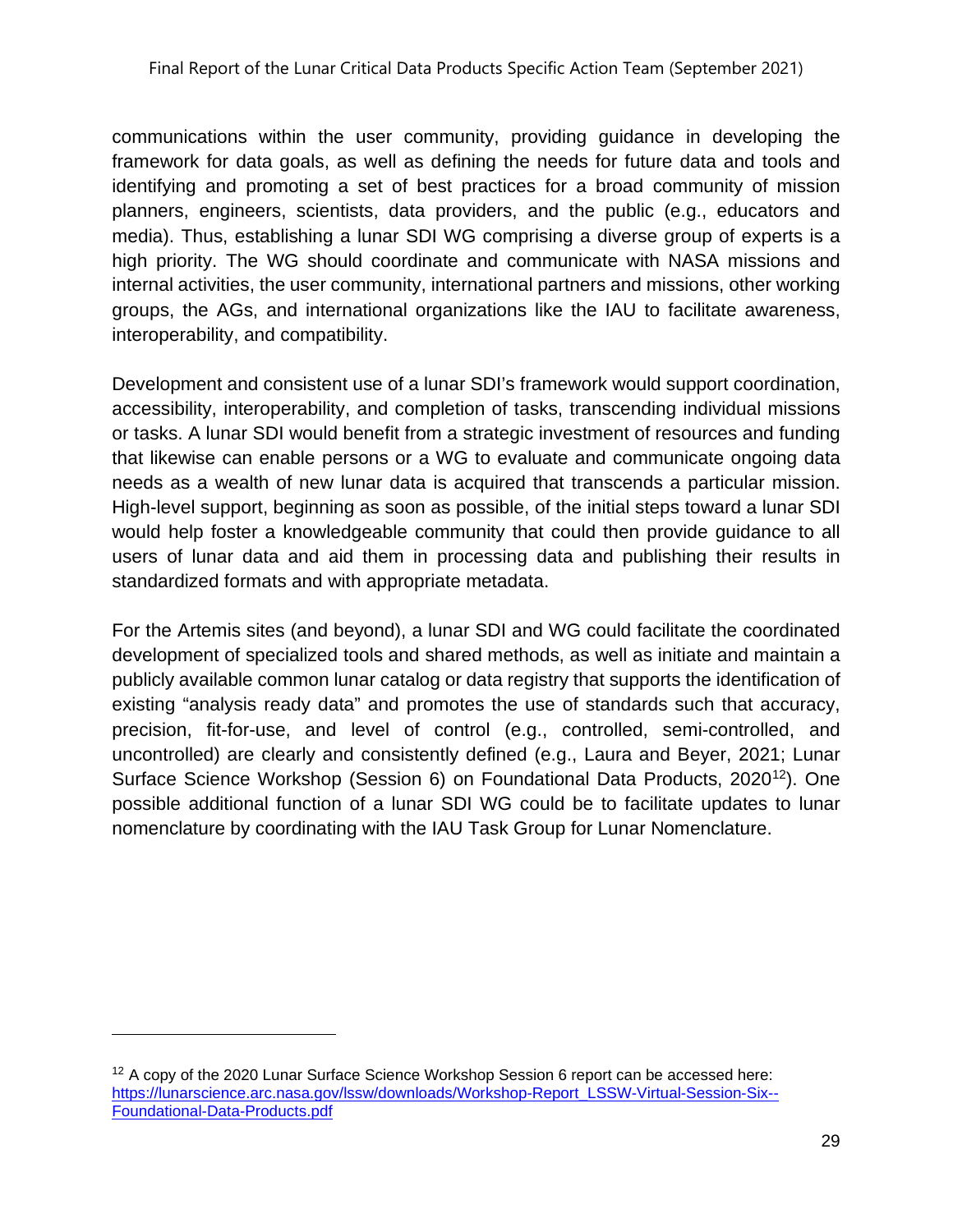communications within the user community, providing guidance in developing the framework for data goals, as well as defining the needs for future data and tools and identifying and promoting a set of best practices for a broad community of mission planners, engineers, scientists, data providers, and the public (e.g., educators and media). Thus, establishing a lunar SDI WG comprising a diverse group of experts is a high priority. The WG should coordinate and communicate with NASA missions and internal activities, the user community, international partners and missions, other working groups, the AGs, and international organizations like the IAU to facilitate awareness, interoperability, and compatibility.

Development and consistent use of a lunar SDI's framework would support coordination, accessibility, interoperability, and completion of tasks, transcending individual missions or tasks. A lunar SDI would benefit from a strategic investment of resources and funding that likewise can enable persons or a WG to evaluate and communicate ongoing data needs as a wealth of new lunar data is acquired that transcends a particular mission. High-level support, beginning as soon as possible, of the initial steps toward a lunar SDI would help foster a knowledgeable community that could then provide guidance to all users of lunar data and aid them in processing data and publishing their results in standardized formats and with appropriate metadata.

For the Artemis sites (and beyond), a lunar SDI and WG could facilitate the coordinated development of specialized tools and shared methods, as well as initiate and maintain a publicly available common lunar catalog or data registry that supports the identification of existing "analysis ready data" and promotes the use of standards such that accuracy, precision, fit-for-use, and level of control (e.g., controlled, semi-controlled, and uncontrolled) are clearly and consistently defined (e.g., Laura and Beyer, 2021; Lunar Surface Science Workshop (Session 6) on Foundational Data Products, 2020[12]). One possible additional function of a lunar SDI WG could be to facilitate updates to lunar nomenclature by coordinating with the IAU Task Group for Lunar Nomenclature.

---

[12] A copy of the 2020 Lunar Surface Science Workshop Session 6 report can be accessed here: https://lunarscience.arc.nasa.gov/lssw/downloads/Workshop-Report_LSSW-Virtual-Session-Six--Foundational-Data-Products.pdf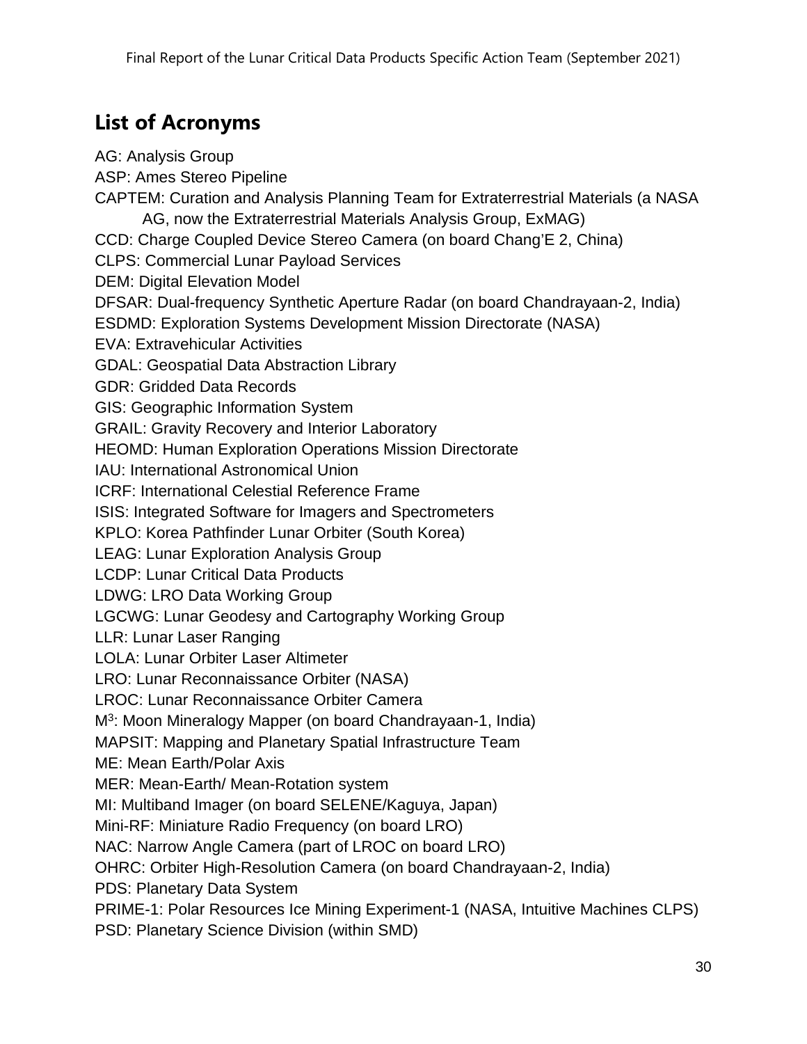## List of Acronyms

AG: Analysis Group
ASP: Ames Stereo Pipeline
CAPTEM: Curation and Analysis Planning Team for Extraterrestrial Materials (a NASA AG, now the Extraterrestrial Materials Analysis Group, ExMAG)
CCD: Charge Coupled Device Stereo Camera (on board Chang'E 2, China)
CLPS: Commercial Lunar Payload Services
DEM: Digital Elevation Model
DFSAR: Dual-frequency Synthetic Aperture Radar (on board Chandrayaan-2, India)
ESDMD: Exploration Systems Development Mission Directorate (NASA)
EVA: Extravehicular Activities
GDAL: Geospatial Data Abstraction Library
GDR: Gridded Data Records
GIS: Geographic Information System
GRAIL: Gravity Recovery and Interior Laboratory
HEOMD: Human Exploration Operations Mission Directorate
IAU: International Astronomical Union
ICRF: International Celestial Reference Frame
ISIS: Integrated Software for Imagers and Spectrometers
KPLO: Korea Pathfinder Lunar Orbiter (South Korea)
LEAG: Lunar Exploration Analysis Group
LCDP: Lunar Critical Data Products
LDWG: LRO Data Working Group
LGCWG: Lunar Geodesy and Cartography Working Group
LLR: Lunar Laser Ranging
LOLA: Lunar Orbiter Laser Altimeter
LRO: Lunar Reconnaissance Orbiter (NASA)
LROC: Lunar Reconnaissance Orbiter Camera
$M^3$: Moon Mineralogy Mapper (on board Chandrayaan-1, India)
MAPSIT: Mapping and Planetary Spatial Infrastructure Team
ME: Mean Earth/Polar Axis
MER: Mean-Earth/ Mean-Rotation system
MI: Multiband Imager (on board SELENE/Kaguya, Japan)
Mini-RF: Miniature Radio Frequency (on board LRO)
NAC: Narrow Angle Camera (part of LROC on board LRO)
OHRC: Orbiter High-Resolution Camera (on board Chandrayaan-2, India)
PDS: Planetary Data System
PRIME-1: Polar Resources Ice Mining Experiment-1 (NASA, Intuitive Machines CLPS)
PSD: Planetary Science Division (within SMD)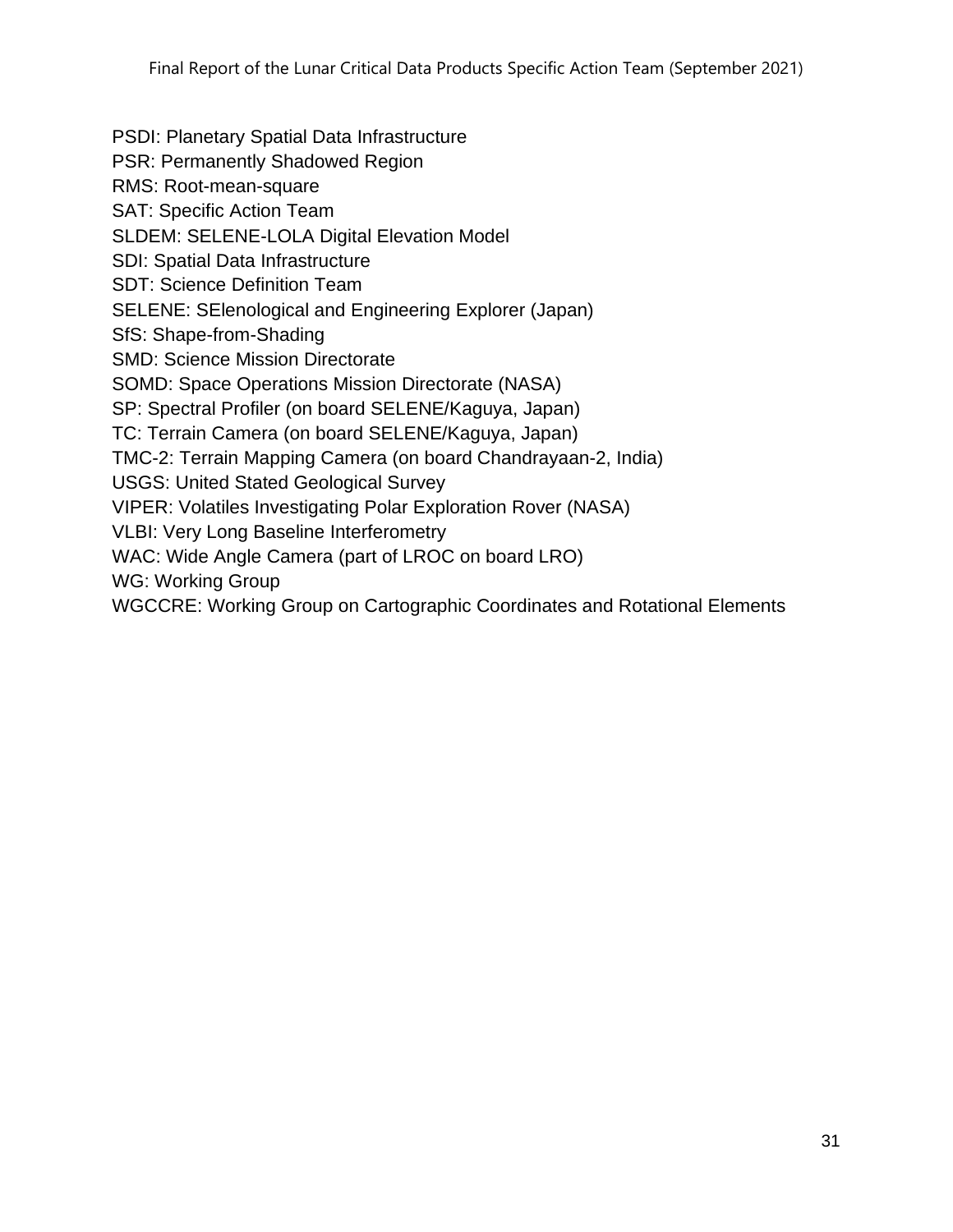PSDI: Planetary Spatial Data Infrastructure
PSR: Permanently Shadowed Region
RMS: Root-mean-square
SAT: Specific Action Team
SLDEM: SELENE-LOLA Digital Elevation Model
SDI: Spatial Data Infrastructure
SDT: Science Definition Team
SELENE: SElenological and Engineering Explorer (Japan)
SfS: Shape-from-Shading
SMD: Science Mission Directorate
SOMD: Space Operations Mission Directorate (NASA)
SP: Spectral Profiler (on board SELENE/Kaguya, Japan)
TC: Terrain Camera (on board SELENE/Kaguya, Japan)
TMC-2: Terrain Mapping Camera (on board Chandrayaan-2, India)
USGS: United Stated Geological Survey
VIPER: Volatiles Investigating Polar Exploration Rover (NASA)
VLBI: Very Long Baseline Interferometry
WAC: Wide Angle Camera (part of LROC on board LRO)
WG: Working Group
WGCCRE: Working Group on Cartographic Coordinates and Rotational Elements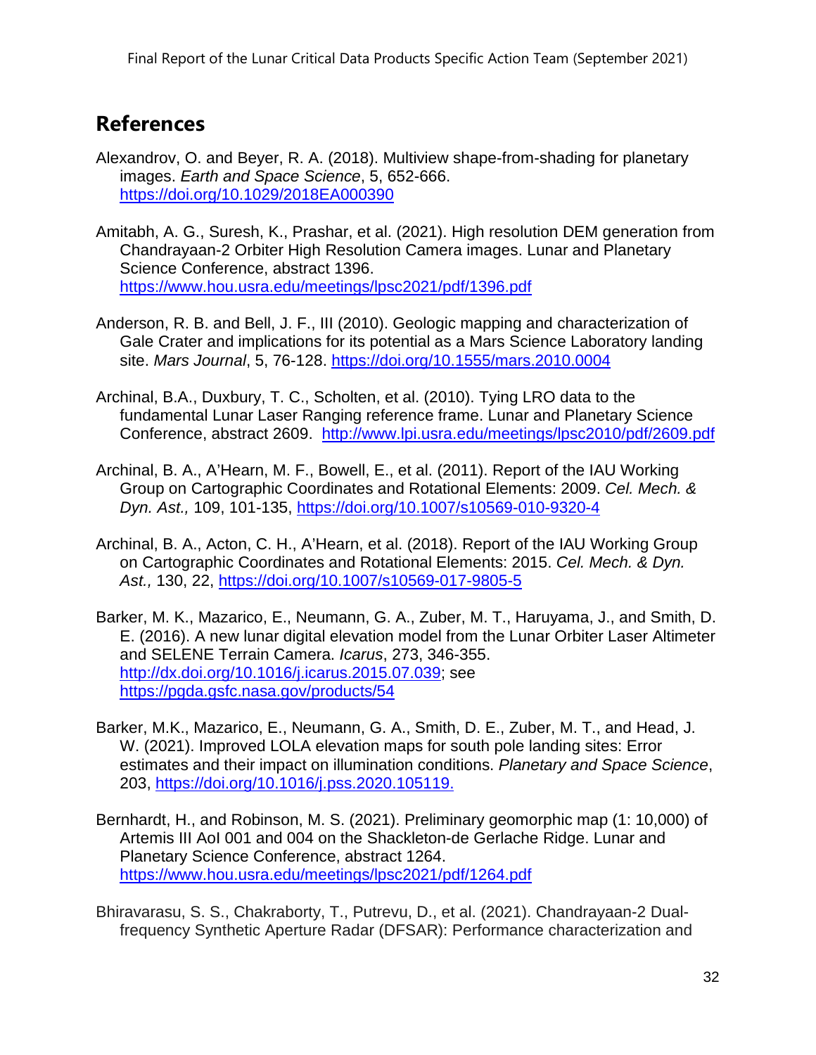## References

Alexandrov, O. and Beyer, R. A. (2018). Multiview shape-from-shading for planetary images. *Earth and Space Science*, 5, 652-666. https://doi.org/10.1029/2018EA000390

Amitabh, A. G., Suresh, K., Prashar, et al. (2021). High resolution DEM generation from Chandrayaan-2 Orbiter High Resolution Camera images. Lunar and Planetary Science Conference, abstract 1396. https://www.hou.usra.edu/meetings/lpsc2021/pdf/1396.pdf

Anderson, R. B. and Bell, J. F., III (2010). Geologic mapping and characterization of Gale Crater and implications for its potential as a Mars Science Laboratory landing site. *Mars Journal*, 5, 76-128. https://doi.org/10.1555/mars.2010.0004

Archinal, B.A., Duxbury, T. C., Scholten, et al. (2010). Tying LRO data to the fundamental Lunar Laser Ranging reference frame. Lunar and Planetary Science Conference, abstract 2609. http://www.lpi.usra.edu/meetings/lpsc2010/pdf/2609.pdf

Archinal, B. A., A'Hearn, M. F., Bowell, E., et al. (2011). Report of the IAU Working Group on Cartographic Coordinates and Rotational Elements: 2009. *Cel. Mech. & Dyn. Ast.,* 109, 101-135, https://doi.org/10.1007/s10569-010-9320-4

Archinal, B. A., Acton, C. H., A'Hearn, et al. (2018). Report of the IAU Working Group on Cartographic Coordinates and Rotational Elements: 2015. *Cel. Mech. & Dyn. Ast.,* 130, 22, https://doi.org/10.1007/s10569-017-9805-5

Barker, M. K., Mazarico, E., Neumann, G. A., Zuber, M. T., Haruyama, J., and Smith, D. E. (2016). A new lunar digital elevation model from the Lunar Orbiter Laser Altimeter and SELENE Terrain Camera. *Icarus*, 273, 346-355. http://dx.doi.org/10.1016/j.icarus.2015.07.039; see https://pgda.gsfc.nasa.gov/products/54

Barker, M.K., Mazarico, E., Neumann, G. A., Smith, D. E., Zuber, M. T., and Head, J. W. (2021). Improved LOLA elevation maps for south pole landing sites: Error estimates and their impact on illumination conditions. *Planetary and Space Science*, 203, https://doi.org/10.1016/j.pss.2020.105119.

Bernhardt, H., and Robinson, M. S. (2021). Preliminary geomorphic map (1: 10,000) of Artemis III AoI 001 and 004 on the Shackleton-de Gerlache Ridge. Lunar and Planetary Science Conference, abstract 1264. https://www.hou.usra.edu/meetings/lpsc2021/pdf/1264.pdf

Bhiravarasu, S. S., Chakraborty, T., Putrevu, D., et al. (2021). Chandrayaan-2 Dual-frequency Synthetic Aperture Radar (DFSAR): Performance characterization and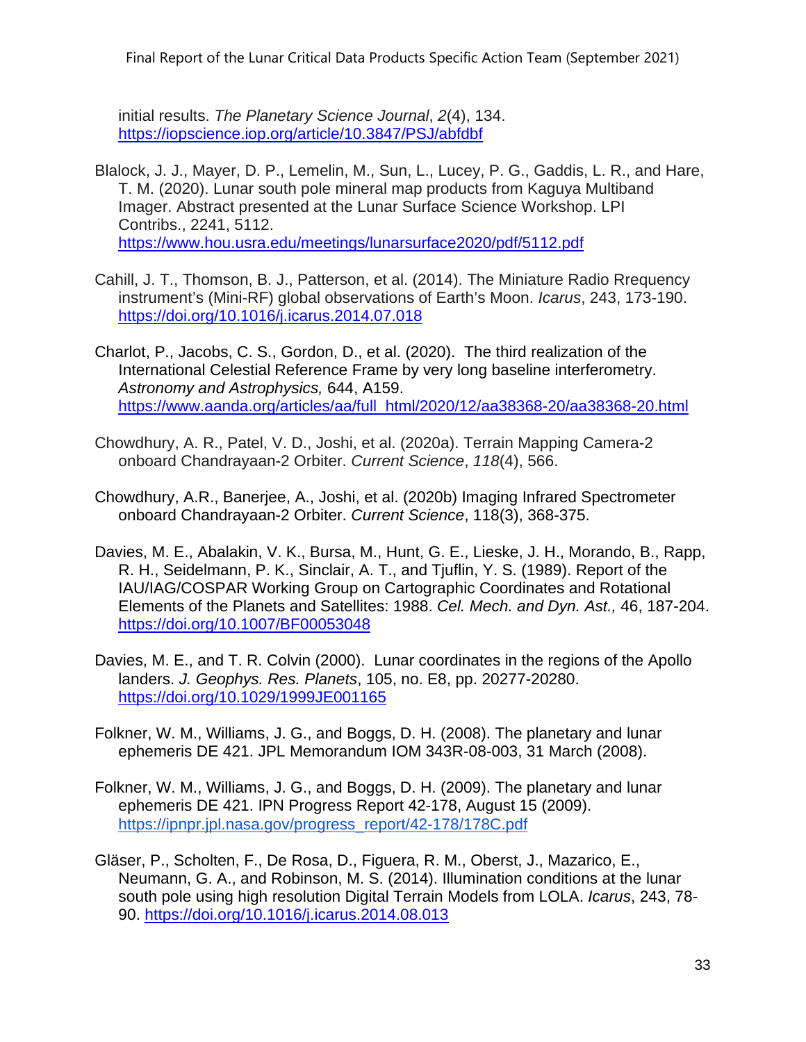initial results. *The Planetary Science Journal*, *2*(4), 134. https://iopscience.iop.org/article/10.3847/PSJ/abfdbf

Blalock, J. J., Mayer, D. P., Lemelin, M., Sun, L., Lucey, P. G., Gaddis, L. R., and Hare, T. M. (2020). Lunar south pole mineral map products from Kaguya Multiband Imager. Abstract presented at the Lunar Surface Science Workshop. LPI Contribs., 2241, 5112. https://www.hou.usra.edu/meetings/lunarsurface2020/pdf/5112.pdf

Cahill, J. T., Thomson, B. J., Patterson, et al. (2014). The Miniature Radio Rrequency instrument's (Mini-RF) global observations of Earth's Moon. *Icarus*, 243, 173-190. https://doi.org/10.1016/j.icarus.2014.07.018

Charlot, P., Jacobs, C. S., Gordon, D., et al. (2020). The third realization of the International Celestial Reference Frame by very long baseline interferometry. *Astronomy and Astrophysics,* 644, A159. https://www.aanda.org/articles/aa/full_html/2020/12/aa38368-20/aa38368-20.html

Chowdhury, A. R., Patel, V. D., Joshi, et al. (2020a). Terrain Mapping Camera-2 onboard Chandrayaan-2 Orbiter. *Current Science*, *118*(4), 566.

Chowdhury, A.R., Banerjee, A., Joshi, et al. (2020b) Imaging Infrared Spectrometer onboard Chandrayaan-2 Orbiter. *Current Science*, 118(3), 368-375.

Davies, M. E., Abalakin, V. K., Bursa, M., Hunt, G. E., Lieske, J. H., Morando, B., Rapp, R. H., Seidelmann, P. K., Sinclair, A. T., and Tjuflin, Y. S. (1989). Report of the IAU/IAG/COSPAR Working Group on Cartographic Coordinates and Rotational Elements of the Planets and Satellites: 1988. *Cel. Mech. and Dyn. Ast.,* 46, 187-204. https://doi.org/10.1007/BF00053048

Davies, M. E., and T. R. Colvin (2000). Lunar coordinates in the regions of the Apollo landers. *J. Geophys. Res. Planets*, 105, no. E8, pp. 20277-20280. https://doi.org/10.1029/1999JE001165

Folkner, W. M., Williams, J. G., and Boggs, D. H. (2008). The planetary and lunar ephemeris DE 421. JPL Memorandum IOM 343R-08-003, 31 March (2008).

Folkner, W. M., Williams, J. G., and Boggs, D. H. (2009). The planetary and lunar ephemeris DE 421. IPN Progress Report 42-178, August 15 (2009). https://ipnpr.jpl.nasa.gov/progress_report/42-178/178C.pdf

Gläser, P., Scholten, F., De Rosa, D., Figuera, R. M., Oberst, J., Mazarico, E., Neumann, G. A., and Robinson, M. S. (2014). Illumination conditions at the lunar south pole using high resolution Digital Terrain Models from LOLA. *Icarus*, 243, 78-90. https://doi.org/10.1016/j.icarus.2014.08.013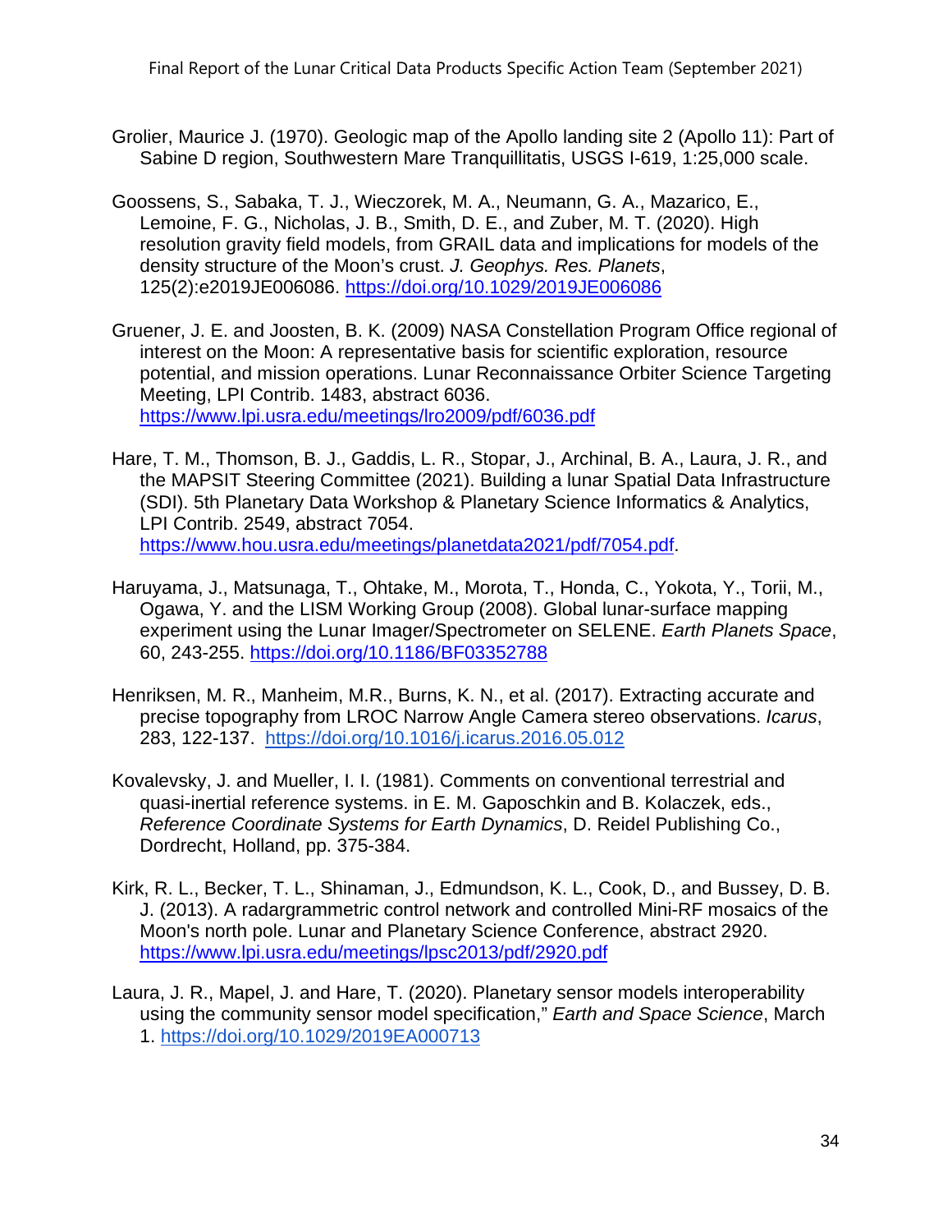Grolier, Maurice J. (1970). Geologic map of the Apollo landing site 2 (Apollo 11): Part of Sabine D region, Southwestern Mare Tranquillitatis, USGS I-619, 1:25,000 scale.

Goossens, S., Sabaka, T. J., Wieczorek, M. A., Neumann, G. A., Mazarico, E., Lemoine, F. G., Nicholas, J. B., Smith, D. E., and Zuber, M. T. (2020). High resolution gravity field models, from GRAIL data and implications for models of the density structure of the Moon's crust. *J. Geophys. Res. Planets*, 125(2):e2019JE006086. https://doi.org/10.1029/2019JE006086

Gruener, J. E. and Joosten, B. K. (2009) NASA Constellation Program Office regional of interest on the Moon: A representative basis for scientific exploration, resource potential, and mission operations. Lunar Reconnaissance Orbiter Science Targeting Meeting, LPI Contrib. 1483, abstract 6036. https://www.lpi.usra.edu/meetings/lro2009/pdf/6036.pdf

Hare, T. M., Thomson, B. J., Gaddis, L. R., Stopar, J., Archinal, B. A., Laura, J. R., and the MAPSIT Steering Committee (2021). Building a lunar Spatial Data Infrastructure (SDI). 5th Planetary Data Workshop & Planetary Science Informatics & Analytics, LPI Contrib. 2549, abstract 7054. https://www.hou.usra.edu/meetings/planetdata2021/pdf/7054.pdf.

Haruyama, J., Matsunaga, T., Ohtake, M., Morota, T., Honda, C., Yokota, Y., Torii, M., Ogawa, Y. and the LISM Working Group (2008). Global lunar-surface mapping experiment using the Lunar Imager/Spectrometer on SELENE. *Earth Planets Space*, 60, 243-255. https://doi.org/10.1186/BF03352788

Henriksen, M. R., Manheim, M.R., Burns, K. N., et al. (2017). Extracting accurate and precise topography from LROC Narrow Angle Camera stereo observations. *Icarus*, 283, 122-137. https://doi.org/10.1016/j.icarus.2016.05.012

Kovalevsky, J. and Mueller, I. I. (1981). Comments on conventional terrestrial and quasi-inertial reference systems. in E. M. Gaposchkin and B. Kolaczek, eds., *Reference Coordinate Systems for Earth Dynamics*, D. Reidel Publishing Co., Dordrecht, Holland, pp. 375-384.

Kirk, R. L., Becker, T. L., Shinaman, J., Edmundson, K. L., Cook, D., and Bussey, D. B. J. (2013). A radargrammetric control network and controlled Mini-RF mosaics of the Moon's north pole. Lunar and Planetary Science Conference, abstract 2920. https://www.lpi.usra.edu/meetings/lpsc2013/pdf/2920.pdf

Laura, J. R., Mapel, J. and Hare, T. (2020). Planetary sensor models interoperability using the community sensor model specification," *Earth and Space Science*, March 1. https://doi.org/10.1029/2019EA000713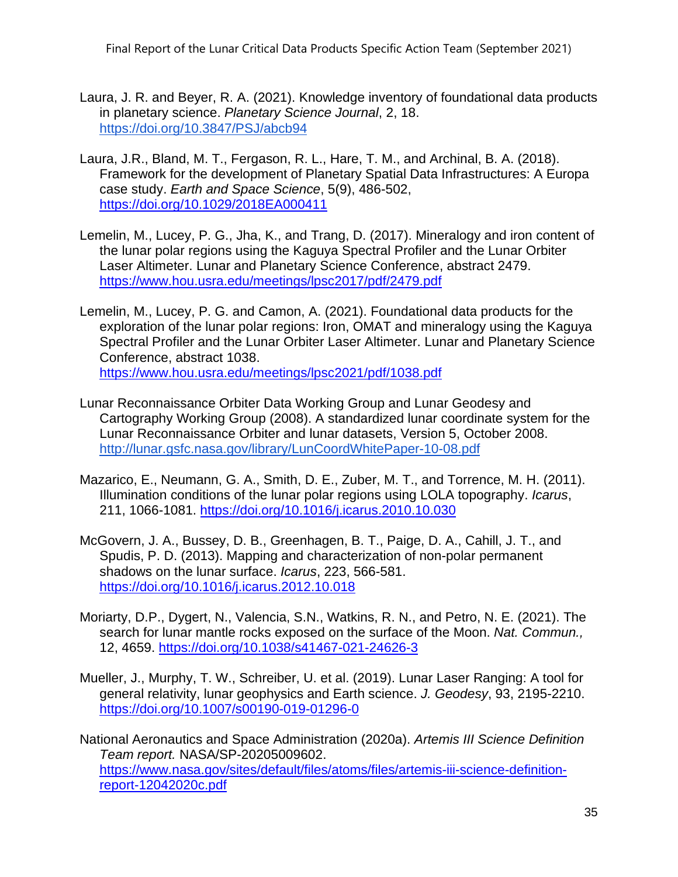Laura, J. R. and Beyer, R. A. (2021). Knowledge inventory of foundational data products in planetary science. *Planetary Science Journal*, 2, 18. https://doi.org/10.3847/PSJ/abcb94

Laura, J.R., Bland, M. T., Fergason, R. L., Hare, T. M., and Archinal, B. A. (2018). Framework for the development of Planetary Spatial Data Infrastructures: A Europa case study. *Earth and Space Science*, 5(9), 486-502, https://doi.org/10.1029/2018EA000411

Lemelin, M., Lucey, P. G., Jha, K., and Trang, D. (2017). Mineralogy and iron content of the lunar polar regions using the Kaguya Spectral Profiler and the Lunar Orbiter Laser Altimeter. Lunar and Planetary Science Conference, abstract 2479. https://www.hou.usra.edu/meetings/lpsc2017/pdf/2479.pdf

Lemelin, M., Lucey, P. G. and Camon, A. (2021). Foundational data products for the exploration of the lunar polar regions: Iron, OMAT and mineralogy using the Kaguya Spectral Profiler and the Lunar Orbiter Laser Altimeter. Lunar and Planetary Science Conference, abstract 1038. https://www.hou.usra.edu/meetings/lpsc2021/pdf/1038.pdf

Lunar Reconnaissance Orbiter Data Working Group and Lunar Geodesy and Cartography Working Group (2008). A standardized lunar coordinate system for the Lunar Reconnaissance Orbiter and lunar datasets, Version 5, October 2008. http://lunar.gsfc.nasa.gov/library/LunCoordWhitePaper-10-08.pdf

Mazarico, E., Neumann, G. A., Smith, D. E., Zuber, M. T., and Torrence, M. H. (2011). Illumination conditions of the lunar polar regions using LOLA topography. *Icarus*, 211, 1066-1081. https://doi.org/10.1016/j.icarus.2010.10.030

McGovern, J. A., Bussey, D. B., Greenhagen, B. T., Paige, D. A., Cahill, J. T., and Spudis, P. D. (2013). Mapping and characterization of non-polar permanent shadows on the lunar surface. *Icarus*, 223, 566-581. https://doi.org/10.1016/j.icarus.2012.10.018

Moriarty, D.P., Dygert, N., Valencia, S.N., Watkins, R. N., and Petro, N. E. (2021). The search for lunar mantle rocks exposed on the surface of the Moon. *Nat. Commun.,* 12, 4659. https://doi.org/10.1038/s41467-021-24626-3

Mueller, J., Murphy, T. W., Schreiber, U. et al. (2019). Lunar Laser Ranging: A tool for general relativity, lunar geophysics and Earth science. *J. Geodesy*, 93, 2195-2210. https://doi.org/10.1007/s00190-019-01296-0

National Aeronautics and Space Administration (2020a). *Artemis III Science Definition Team report.* NASA/SP-20205009602. https://www.nasa.gov/sites/default/files/atoms/files/artemis-iii-science-definition-report-12042020c.pdf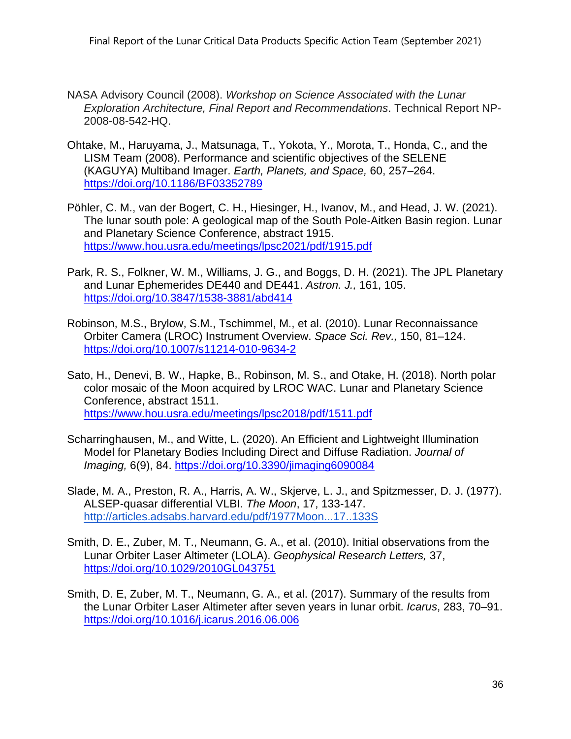NASA Advisory Council (2008). *Workshop on Science Associated with the Lunar Exploration Architecture, Final Report and Recommendations*. Technical Report NP-2008-08-542-HQ.

Ohtake, M., Haruyama, J., Matsunaga, T., Yokota, Y., Morota, T., Honda, C., and the LISM Team (2008). Performance and scientific objectives of the SELENE (KAGUYA) Multiband Imager. *Earth, Planets, and Space,* 60, 257–264. https://doi.org/10.1186/BF03352789

Pöhler, C. M., van der Bogert, C. H., Hiesinger, H., Ivanov, M., and Head, J. W. (2021). The lunar south pole: A geological map of the South Pole-Aitken Basin region. Lunar and Planetary Science Conference, abstract 1915. https://www.hou.usra.edu/meetings/lpsc2021/pdf/1915.pdf

Park, R. S., Folkner, W. M., Williams, J. G., and Boggs, D. H. (2021). The JPL Planetary and Lunar Ephemerides DE440 and DE441. *Astron. J.,* 161, 105. https://doi.org/10.3847/1538-3881/abd414

Robinson, M.S., Brylow, S.M., Tschimmel, M., et al. (2010). Lunar Reconnaissance Orbiter Camera (LROC) Instrument Overview. *Space Sci. Rev.,* 150, 81–124. https://doi.org/10.1007/s11214-010-9634-2

Sato, H., Denevi, B. W., Hapke, B., Robinson, M. S., and Otake, H. (2018). North polar color mosaic of the Moon acquired by LROC WAC. Lunar and Planetary Science Conference, abstract 1511. https://www.hou.usra.edu/meetings/lpsc2018/pdf/1511.pdf

Scharringhausen, M., and Witte, L. (2020). An Efficient and Lightweight Illumination Model for Planetary Bodies Including Direct and Diffuse Radiation. *Journal of Imaging,* 6(9), 84. https://doi.org/10.3390/jimaging6090084

Slade, M. A., Preston, R. A., Harris, A. W., Skjerve, L. J., and Spitzmesser, D. J. (1977). ALSEP-quasar differential VLBI. *The Moon*, 17, 133-147. http://articles.adsabs.harvard.edu/pdf/1977Moon...17..133S

Smith, D. E., Zuber, M. T., Neumann, G. A., et al. (2010). Initial observations from the Lunar Orbiter Laser Altimeter (LOLA). *Geophysical Research Letters,* 37, https://doi.org/10.1029/2010GL043751

Smith, D. E, Zuber, M. T., Neumann, G. A., et al. (2017). Summary of the results from the Lunar Orbiter Laser Altimeter after seven years in lunar orbit. *Icarus*, 283, 70–91. https://doi.org/10.1016/j.icarus.2016.06.006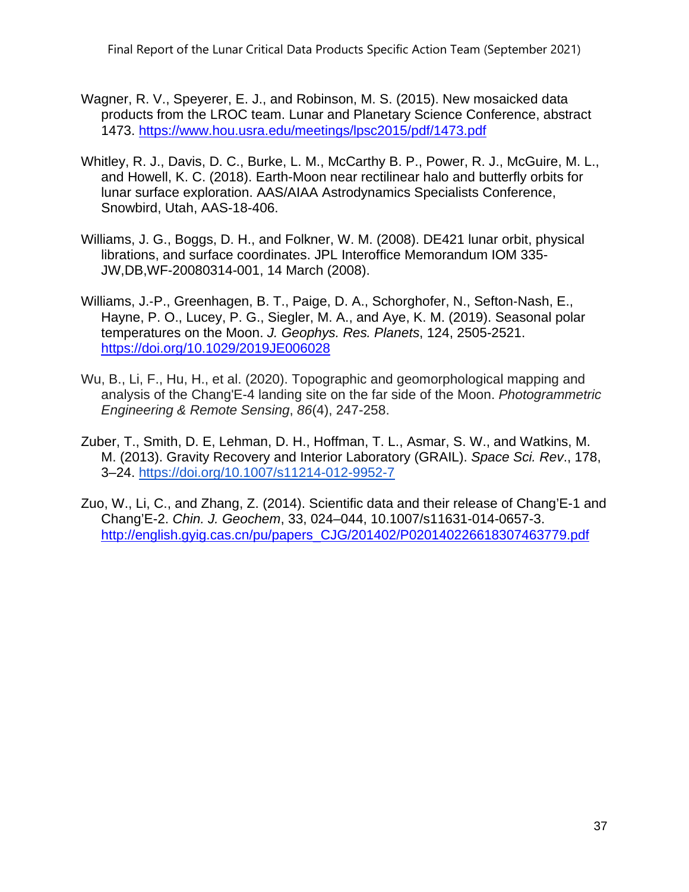Wagner, R. V., Speyerer, E. J., and Robinson, M. S. (2015). New mosaicked data products from the LROC team. Lunar and Planetary Science Conference, abstract 1473. https://www.hou.usra.edu/meetings/lpsc2015/pdf/1473.pdf

Whitley, R. J., Davis, D. C., Burke, L. M., McCarthy B. P., Power, R. J., McGuire, M. L., and Howell, K. C. (2018). Earth-Moon near rectilinear halo and butterfly orbits for lunar surface exploration. AAS/AIAA Astrodynamics Specialists Conference, Snowbird, Utah, AAS-18-406.

Williams, J. G., Boggs, D. H., and Folkner, W. M. (2008). DE421 lunar orbit, physical librations, and surface coordinates. JPL Interoffice Memorandum IOM 335-JW,DB,WF-20080314-001, 14 March (2008).

Williams, J.-P., Greenhagen, B. T., Paige, D. A., Schorghofer, N., Sefton-Nash, E., Hayne, P. O., Lucey, P. G., Siegler, M. A., and Aye, K. M. (2019). Seasonal polar temperatures on the Moon. *J. Geophys. Res. Planets*, 124, 2505-2521. https://doi.org/10.1029/2019JE006028

Wu, B., Li, F., Hu, H., et al. (2020). Topographic and geomorphological mapping and analysis of the Chang'E-4 landing site on the far side of the Moon. *Photogrammetric Engineering & Remote Sensing*, *86*(4), 247-258.

Zuber, T., Smith, D. E, Lehman, D. H., Hoffman, T. L., Asmar, S. W., and Watkins, M. M. (2013). Gravity Recovery and Interior Laboratory (GRAIL). *Space Sci. Rev*., 178, 3–24. https://doi.org/10.1007/s11214-012-9952-7

Zuo, W., Li, C., and Zhang, Z. (2014). Scientific data and their release of Chang'E-1 and Chang'E-2. *Chin. J. Geochem*, 33, 024–044, 10.1007/s11631-014-0657-3. http://english.gyig.cas.cn/pu/papers_CJG/201402/P020140226618307463779.pdf